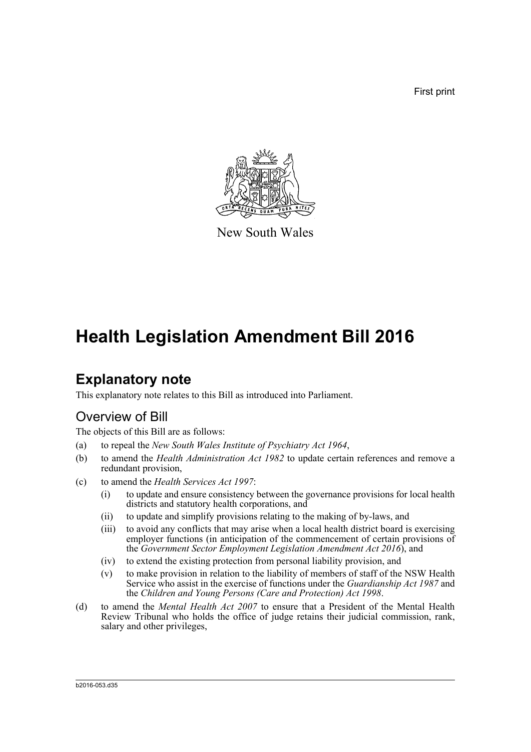First print

New South Wales

# Health Legislation Amendment Bill 2016

## Explanatory note

This explanatory note relates to this Bill as introduced into Parliament.

### Overview of Bill

The objects of this Bill are as follows:

(a) to repeal the *New South Wales Institute of Psychiatry Act 1964*,

(b) to amend the *Health Administration Act 1982* to update certain references and remove a redundant provision,

(c) to amend the *Health Services Act 1997*:

  (i) to update and ensure consistency between the governance provisions for local health districts and statutory health corporations, and

  (ii) to update and simplify provisions relating to the making of by-laws, and

  (iii) to avoid any conflicts that may arise when a local health district board is exercising employer functions (in anticipation of the commencement of certain provisions of the *Government Sector Employment Legislation Amendment Act 2016*), and

  (iv) to extend the existing protection from personal liability provision, and

  (v) to make provision in relation to the liability of members of staff of the NSW Health Service who assist in the exercise of functions under the *Guardianship Act 1987* and the *Children and Young Persons (Care and Protection) Act 1998*.

(d) to amend the *Mental Health Act 2007* to ensure that a President of the Mental Health Review Tribunal who holds the office of judge retains their judicial commission, rank, salary and other privileges,

b2016-053.d35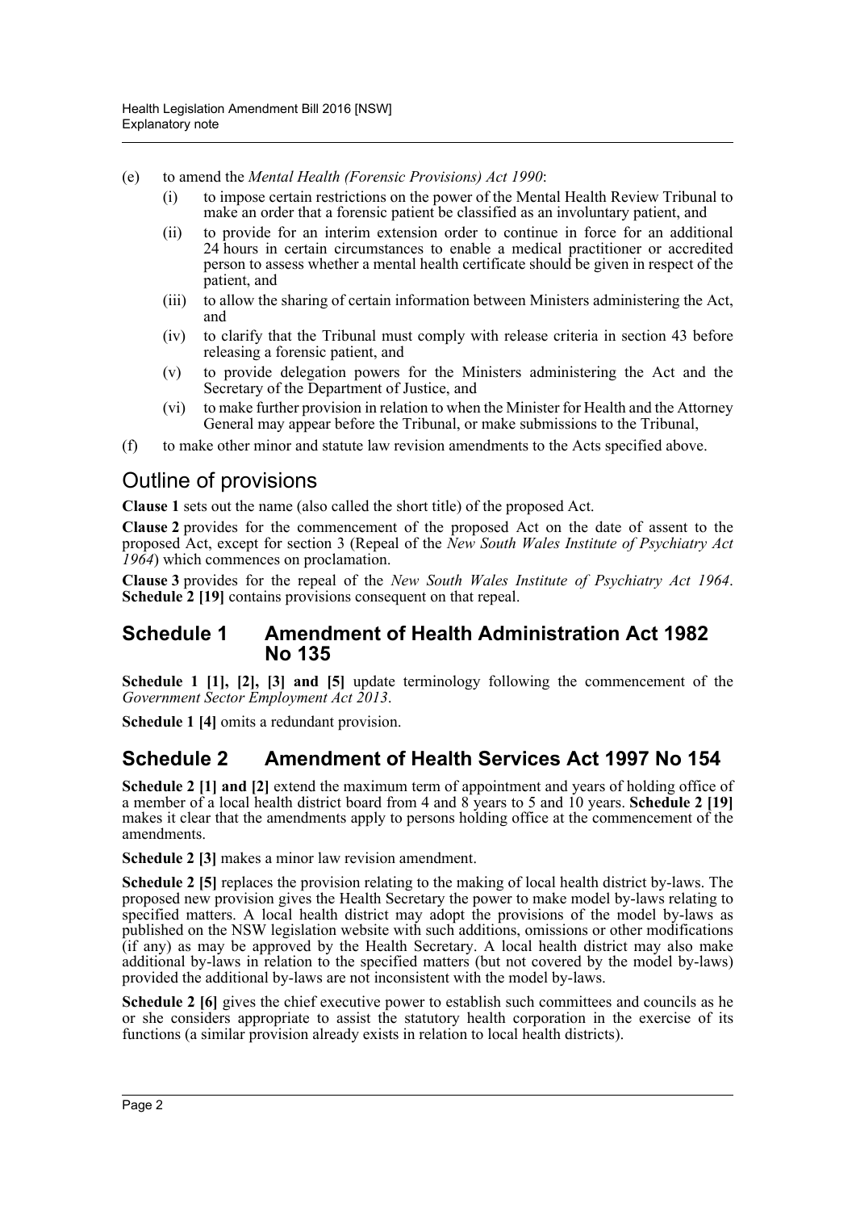(e) to amend the *Mental Health (Forensic Provisions) Act 1990*:

  (i) to impose certain restrictions on the power of the Mental Health Review Tribunal to make an order that a forensic patient be classified as an involuntary patient, and

  (ii) to provide for an interim extension order to continue in force for an additional 24 hours in certain circumstances to enable a medical practitioner or accredited person to assess whether a mental health certificate should be given in respect of the patient, and

  (iii) to allow the sharing of certain information between Ministers administering the Act, and

  (iv) to clarify that the Tribunal must comply with release criteria in section 43 before releasing a forensic patient, and

  (v) to provide delegation powers for the Ministers administering the Act and the Secretary of the Department of Justice, and

  (vi) to make further provision in relation to when the Minister for Health and the Attorney General may appear before the Tribunal, or make submissions to the Tribunal,

(f) to make other minor and statute law revision amendments to the Acts specified above.

## Outline of provisions

**Clause 1** sets out the name (also called the short title) of the proposed Act.

**Clause 2** provides for the commencement of the proposed Act on the date of assent to the proposed Act, except for section 3 (Repeal of the *New South Wales Institute of Psychiatry Act 1964*) which commences on proclamation.

**Clause 3** provides for the repeal of the *New South Wales Institute of Psychiatry Act 1964*. **Schedule 2 [19]** contains provisions consequent on that repeal.

## Schedule 1 Amendment of Health Administration Act 1982 No 135

**Schedule 1 [1], [2], [3] and [5]** update terminology following the commencement of the *Government Sector Employment Act 2013*.

**Schedule 1 [4]** omits a redundant provision.

## Schedule 2 Amendment of Health Services Act 1997 No 154

**Schedule 2 [1] and [2]** extend the maximum term of appointment and years of holding office of a member of a local health district board from 4 and 8 years to 5 and 10 years. **Schedule 2 [19]** makes it clear that the amendments apply to persons holding office at the commencement of the amendments.

**Schedule 2 [3]** makes a minor law revision amendment.

**Schedule 2 [5]** replaces the provision relating to the making of local health district by-laws. The proposed new provision gives the Health Secretary the power to make model by-laws relating to specified matters. A local health district may adopt the provisions of the model by-laws as published on the NSW legislation website with such additions, omissions or other modifications (if any) as may be approved by the Health Secretary. A local health district may also make additional by-laws in relation to the specified matters (but not covered by the model by-laws) provided the additional by-laws are not inconsistent with the model by-laws.

**Schedule 2 [6]** gives the chief executive power to establish such committees and councils as he or she considers appropriate to assist the statutory health corporation in the exercise of its functions (a similar provision already exists in relation to local health districts).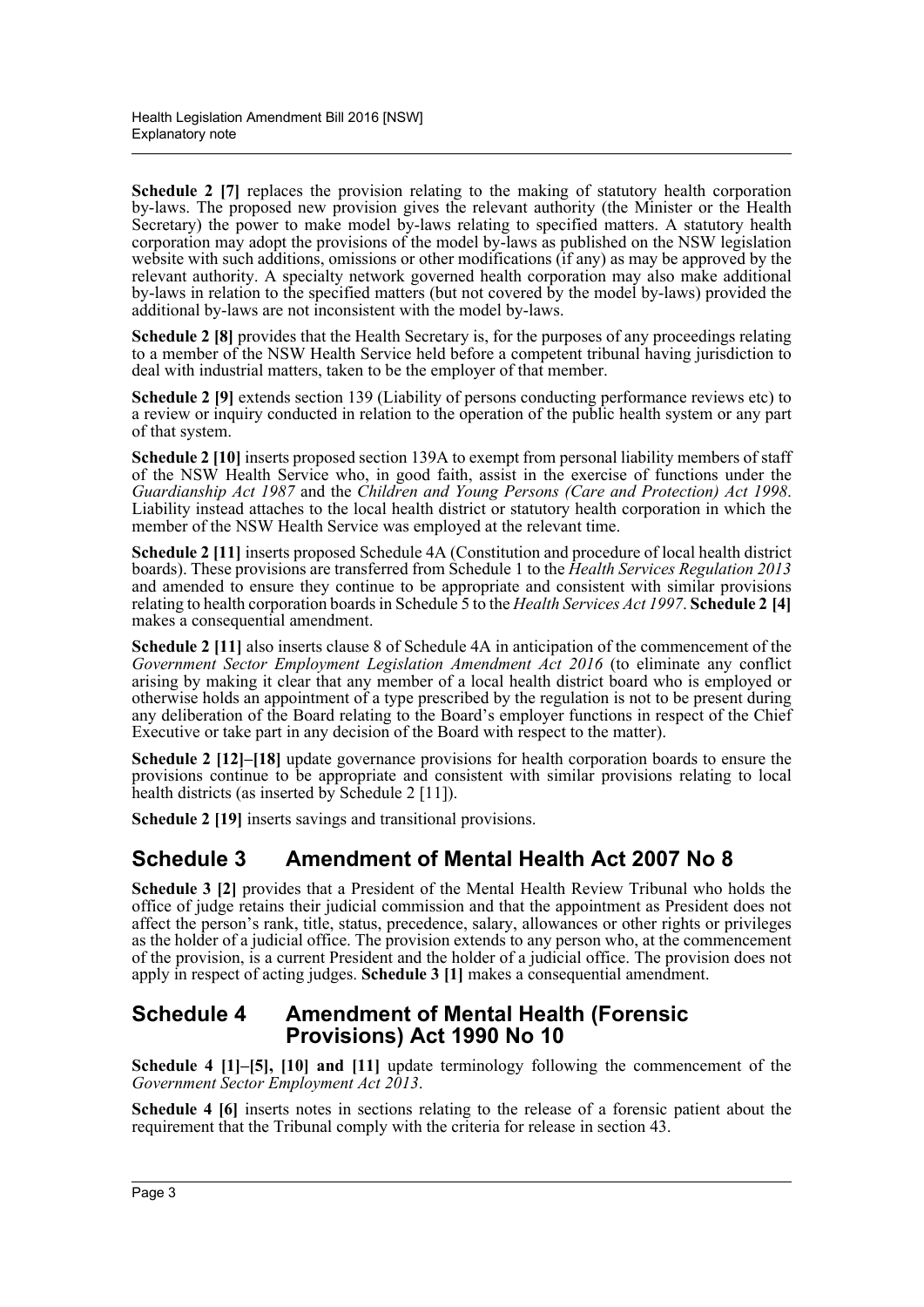**Schedule 2 [7]** replaces the provision relating to the making of statutory health corporation by-laws. The proposed new provision gives the relevant authority (the Minister or the Health Secretary) the power to make model by-laws relating to specified matters. A statutory health corporation may adopt the provisions of the model by-laws as published on the NSW legislation website with such additions, omissions or other modifications (if any) as may be approved by the relevant authority. A specialty network governed health corporation may also make additional by-laws in relation to the specified matters (but not covered by the model by-laws) provided the additional by-laws are not inconsistent with the model by-laws.

**Schedule 2 [8]** provides that the Health Secretary is, for the purposes of any proceedings relating to a member of the NSW Health Service held before a competent tribunal having jurisdiction to deal with industrial matters, taken to be the employer of that member.

**Schedule 2 [9]** extends section 139 (Liability of persons conducting performance reviews etc) to a review or inquiry conducted in relation to the operation of the public health system or any part of that system.

**Schedule 2 [10]** inserts proposed section 139A to exempt from personal liability members of staff of the NSW Health Service who, in good faith, assist in the exercise of functions under the *Guardianship Act 1987* and the *Children and Young Persons (Care and Protection) Act 1998*. Liability instead attaches to the local health district or statutory health corporation in which the member of the NSW Health Service was employed at the relevant time.

**Schedule 2 [11]** inserts proposed Schedule 4A (Constitution and procedure of local health district boards). These provisions are transferred from Schedule 1 to the *Health Services Regulation 2013* and amended to ensure they continue to be appropriate and consistent with similar provisions relating to health corporation boards in Schedule 5 to the *Health Services Act 1997*. **Schedule 2 [4]** makes a consequential amendment.

**Schedule 2 [11]** also inserts clause 8 of Schedule 4A in anticipation of the commencement of the *Government Sector Employment Legislation Amendment Act 2016* (to eliminate any conflict arising by making it clear that any member of a local health district board who is employed or otherwise holds an appointment of a type prescribed by the regulation is not to be present during any deliberation of the Board relating to the Board's employer functions in respect of the Chief Executive or take part in any decision of the Board with respect to the matter).

**Schedule 2 [12]–[18]** update governance provisions for health corporation boards to ensure the provisions continue to be appropriate and consistent with similar provisions relating to local health districts (as inserted by Schedule 2 [11]).

**Schedule 2 [19]** inserts savings and transitional provisions.

## Schedule 3 Amendment of Mental Health Act 2007 No 8

**Schedule 3 [2]** provides that a President of the Mental Health Review Tribunal who holds the office of judge retains their judicial commission and that the appointment as President does not affect the person's rank, title, status, precedence, salary, allowances or other rights or privileges as the holder of a judicial office. The provision extends to any person who, at the commencement of the provision, is a current President and the holder of a judicial office. The provision does not apply in respect of acting judges. **Schedule 3 [1]** makes a consequential amendment.

## Schedule 4 Amendment of Mental Health (Forensic Provisions) Act 1990 No 10

**Schedule 4 [1]–[5], [10] and [11]** update terminology following the commencement of the *Government Sector Employment Act 2013*.

**Schedule 4 [6]** inserts notes in sections relating to the release of a forensic patient about the requirement that the Tribunal comply with the criteria for release in section 43.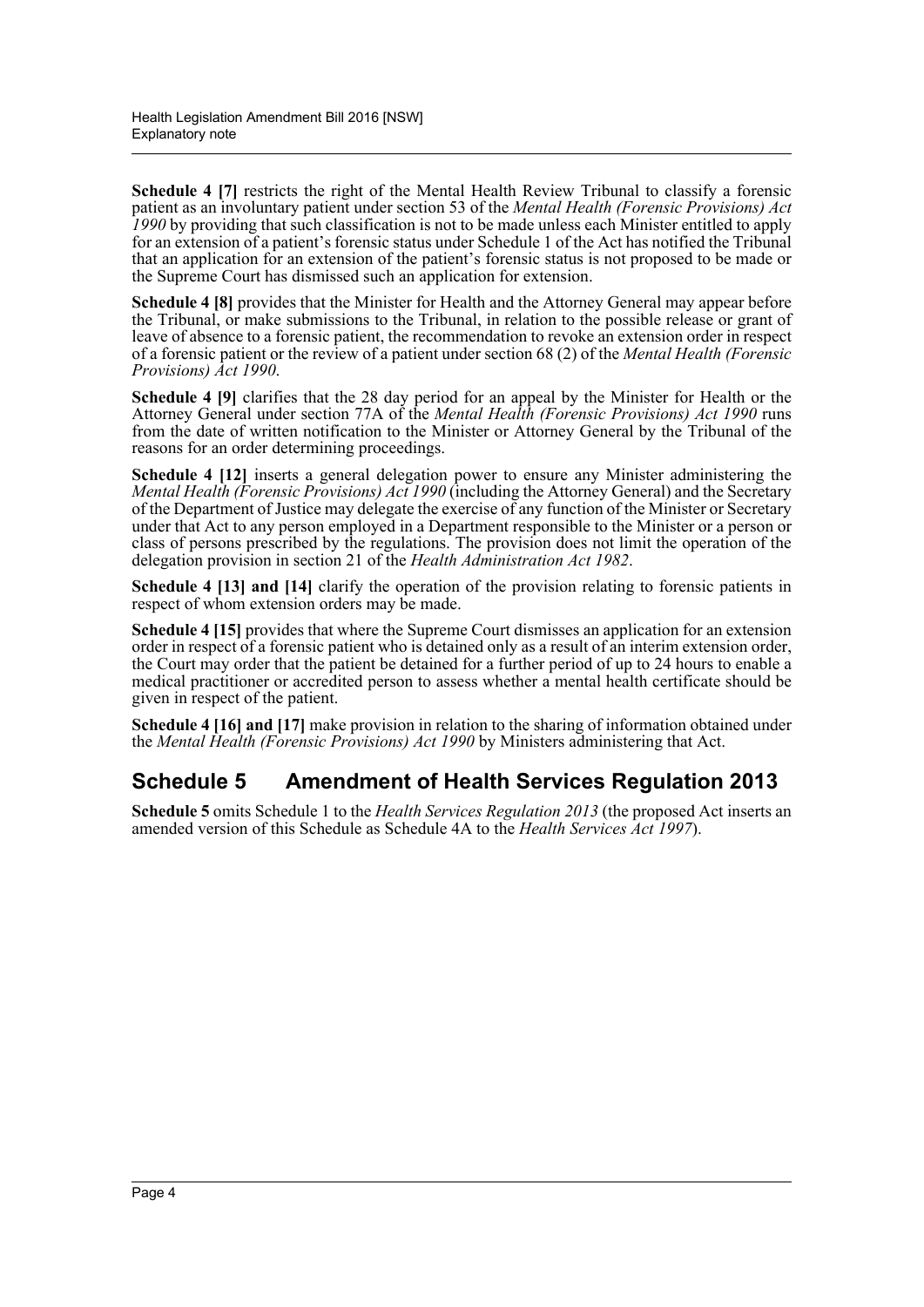**Schedule 4 [7]** restricts the right of the Mental Health Review Tribunal to classify a forensic patient as an involuntary patient under section 53 of the *Mental Health (Forensic Provisions) Act 1990* by providing that such classification is not to be made unless each Minister entitled to apply for an extension of a patient's forensic status under Schedule 1 of the Act has notified the Tribunal that an application for an extension of the patient's forensic status is not proposed to be made or the Supreme Court has dismissed such an application for extension.

**Schedule 4 [8]** provides that the Minister for Health and the Attorney General may appear before the Tribunal, or make submissions to the Tribunal, in relation to the possible release or grant of leave of absence to a forensic patient, the recommendation to revoke an extension order in respect of a forensic patient or the review of a patient under section 68 (2) of the *Mental Health (Forensic Provisions) Act 1990*.

**Schedule 4 [9]** clarifies that the 28 day period for an appeal by the Minister for Health or the Attorney General under section 77A of the *Mental Health (Forensic Provisions) Act 1990* runs from the date of written notification to the Minister or Attorney General by the Tribunal of the reasons for an order determining proceedings.

**Schedule 4 [12]** inserts a general delegation power to ensure any Minister administering the *Mental Health (Forensic Provisions) Act 1990* (including the Attorney General) and the Secretary of the Department of Justice may delegate the exercise of any function of the Minister or Secretary under that Act to any person employed in a Department responsible to the Minister or a person or class of persons prescribed by the regulations. The provision does not limit the operation of the delegation provision in section 21 of the *Health Administration Act 1982*.

**Schedule 4 [13] and [14]** clarify the operation of the provision relating to forensic patients in respect of whom extension orders may be made.

**Schedule 4 [15]** provides that where the Supreme Court dismisses an application for an extension order in respect of a forensic patient who is detained only as a result of an interim extension order, the Court may order that the patient be detained for a further period of up to 24 hours to enable a medical practitioner or accredited person to assess whether a mental health certificate should be given in respect of the patient.

**Schedule 4 [16] and [17]** make provision in relation to the sharing of information obtained under the *Mental Health (Forensic Provisions) Act 1990* by Ministers administering that Act.

## Schedule 5 Amendment of Health Services Regulation 2013

**Schedule 5** omits Schedule 1 to the *Health Services Regulation 2013* (the proposed Act inserts an amended version of this Schedule as Schedule 4A to the *Health Services Act 1997*).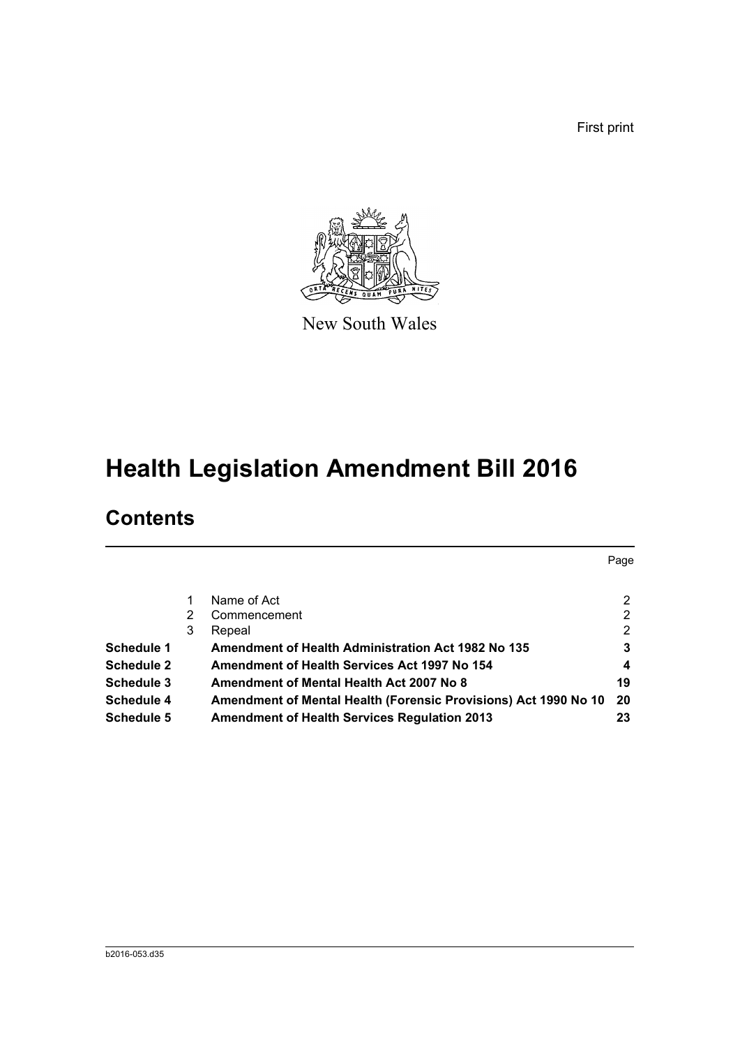First print

New South Wales

# Health Legislation Amendment Bill 2016

## Contents

| | | | Page |
|---|---|---|---|
| | 1 | Name of Act | 2 |
| | 2 | Commencement | 2 |
| | 3 | Repeal | 2 |
| **Schedule 1** | | **Amendment of Health Administration Act 1982 No 135** | **3** |
| **Schedule 2** | | **Amendment of Health Services Act 1997 No 154** | **4** |
| **Schedule 3** | | **Amendment of Mental Health Act 2007 No 8** | **19** |
| **Schedule 4** | | **Amendment of Mental Health (Forensic Provisions) Act 1990 No 10** | **20** |
| **Schedule 5** | | **Amendment of Health Services Regulation 2013** | **23** |

b2016-053.d35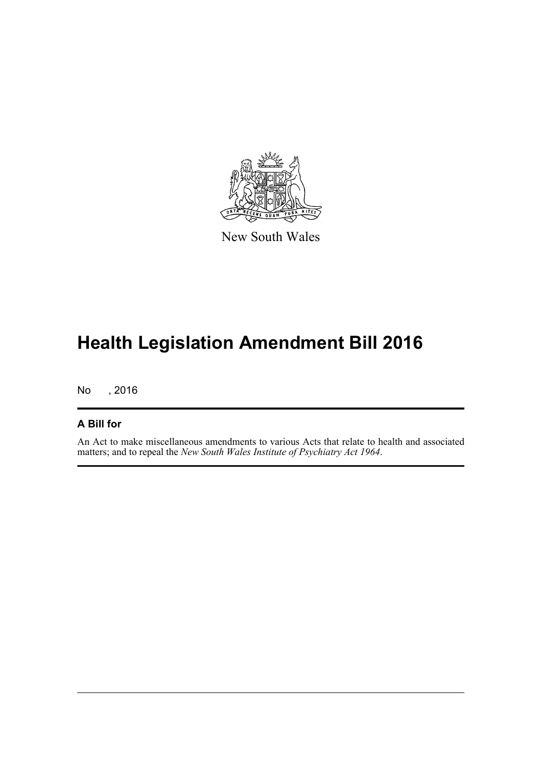New South Wales

# Health Legislation Amendment Bill 2016

No , 2016

## A Bill for

An Act to make miscellaneous amendments to various Acts that relate to health and associated matters; and to repeal the *New South Wales Institute of Psychiatry Act 1964*.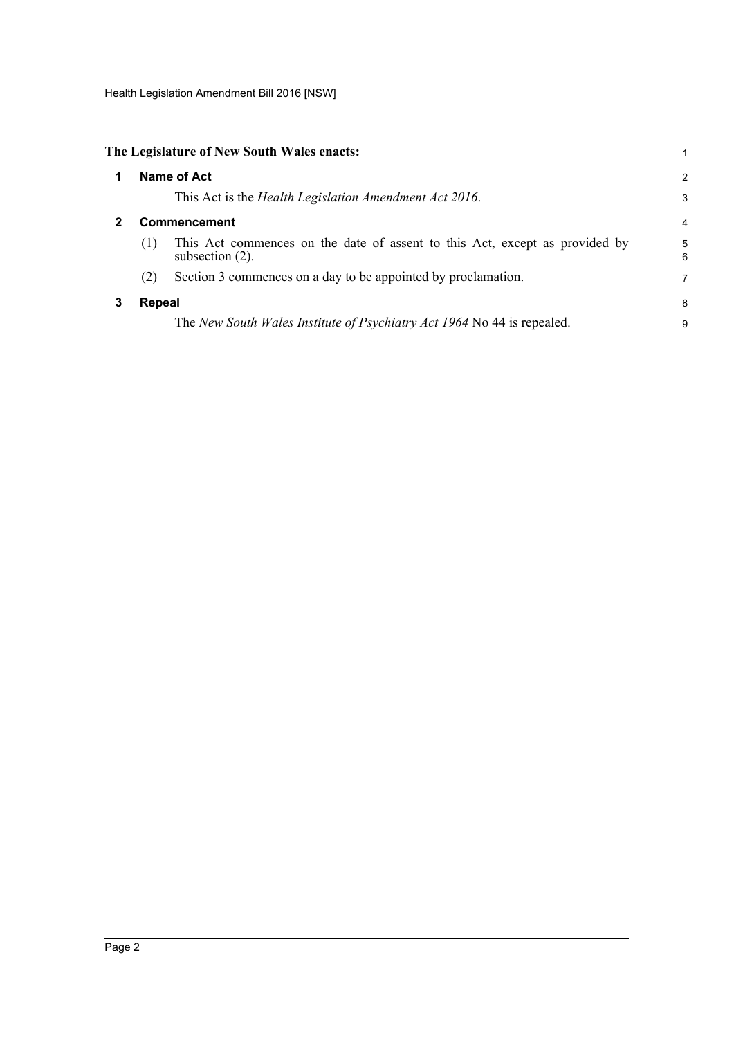**The Legislature of New South Wales enacts:**

## 1 Name of Act

This Act is the *Health Legislation Amendment Act 2016*.

## 2 Commencement

(1) This Act commences on the date of assent to this Act, except as provided by subsection (2).

(2) Section 3 commences on a day to be appointed by proclamation.

## 3 Repeal

The *New South Wales Institute of Psychiatry Act 1964* No 44 is repealed.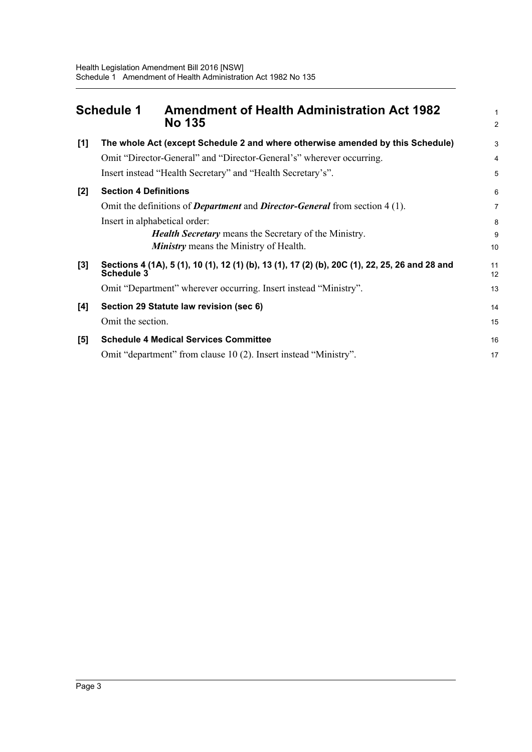# Schedule 1 Amendment of Health Administration Act 1982 No 135

**[1] The whole Act (except Schedule 2 and where otherwise amended by this Schedule)**

Omit "Director-General" and "Director-General's" wherever occurring.

Insert instead "Health Secretary" and "Health Secretary's".

**[2] Section 4 Definitions**

Omit the definitions of ***Department*** and ***Director-General*** from section 4 (1).

Insert in alphabetical order:

> ***Health Secretary*** means the Secretary of the Ministry.
>
> ***Ministry*** means the Ministry of Health.

**[3] Sections 4 (1A), 5 (1), 10 (1), 12 (1) (b), 13 (1), 17 (2) (b), 20C (1), 22, 25, 26 and 28 and Schedule 3**

Omit "Department" wherever occurring. Insert instead "Ministry".

**[4] Section 29 Statute law revision (sec 6)**

Omit the section.

**[5] Schedule 4 Medical Services Committee**

Omit "department" from clause 10 (2). Insert instead "Ministry".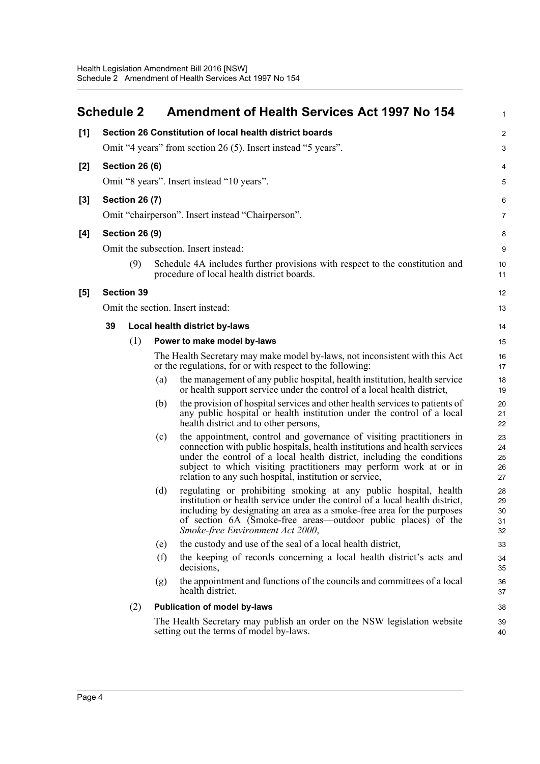## Schedule 2 Amendment of Health Services Act 1997 No 154

**[1] Section 26 Constitution of local health district boards**

Omit “4 years” from section 26 (5). Insert instead “5 years”.

**[2] Section 26 (6)**

Omit “8 years”. Insert instead “10 years”.

**[3] Section 26 (7)**

Omit “chairperson”. Insert instead “Chairperson”.

**[4] Section 26 (9)**

Omit the subsection. Insert instead:

(9) Schedule 4A includes further provisions with respect to the constitution and procedure of local health district boards.

**[5] Section 39**

Omit the section. Insert instead:

**39 Local health district by-laws**

(1) **Power to make model by-laws**

The Health Secretary may make model by-laws, not inconsistent with this Act or the regulations, for or with respect to the following:

(a) the management of any public hospital, health institution, health service or health support service under the control of a local health district,

(b) the provision of hospital services and other health services to patients of any public hospital or health institution under the control of a local health district and to other persons,

(c) the appointment, control and governance of visiting practitioners in connection with public hospitals, health institutions and health services under the control of a local health district, including the conditions subject to which visiting practitioners may perform work at or in relation to any such hospital, institution or service,

(d) regulating or prohibiting smoking at any public hospital, health institution or health service under the control of a local health district, including by designating an area as a smoke-free area for the purposes of section 6A (Smoke-free areas—outdoor public places) of the *Smoke-free Environment Act 2000*,

(e) the custody and use of the seal of a local health district,

(f) the keeping of records concerning a local health district’s acts and decisions,

(g) the appointment and functions of the councils and committees of a local health district.

(2) **Publication of model by-laws**

The Health Secretary may publish an order on the NSW legislation website setting out the terms of model by-laws.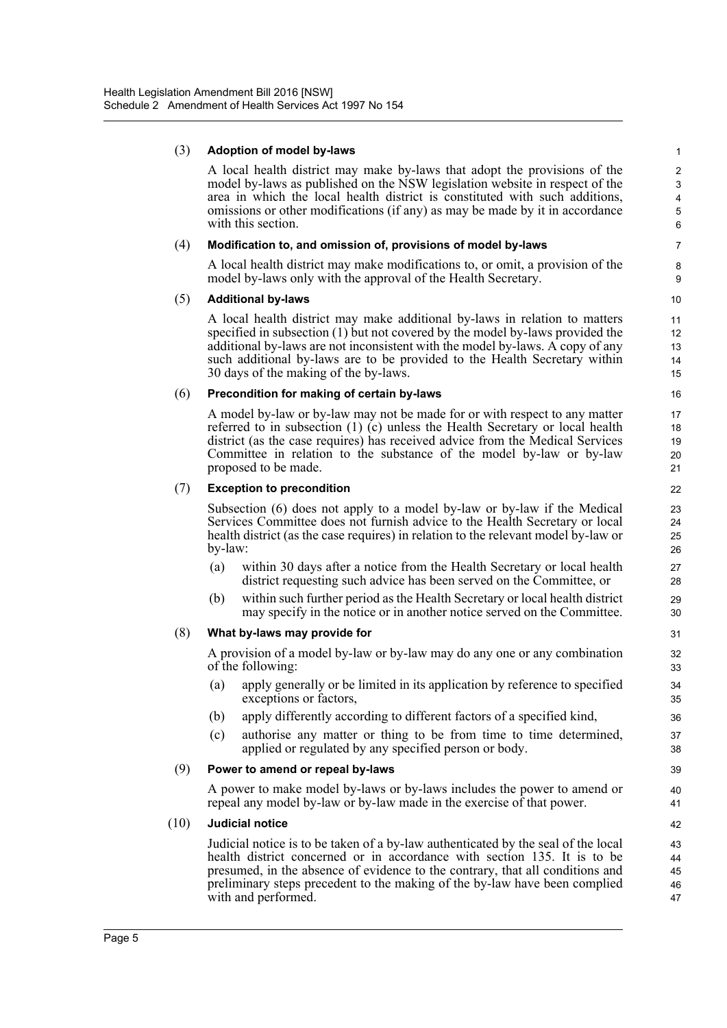(3) **Adoption of model by-laws**

A local health district may make by-laws that adopt the provisions of the model by-laws as published on the NSW legislation website in respect of the area in which the local health district is constituted with such additions, omissions or other modifications (if any) as may be made by it in accordance with this section.

(4) **Modification to, and omission of, provisions of model by-laws**

A local health district may make modifications to, or omit, a provision of the model by-laws only with the approval of the Health Secretary.

(5) **Additional by-laws**

A local health district may make additional by-laws in relation to matters specified in subsection (1) but not covered by the model by-laws provided the additional by-laws are not inconsistent with the model by-laws. A copy of any such additional by-laws are to be provided to the Health Secretary within 30 days of the making of the by-laws.

(6) **Precondition for making of certain by-laws**

A model by-law or by-law may not be made for or with respect to any matter referred to in subsection (1) (c) unless the Health Secretary or local health district (as the case requires) has received advice from the Medical Services Committee in relation to the substance of the model by-law or by-law proposed to be made.

(7) **Exception to precondition**

Subsection (6) does not apply to a model by-law or by-law if the Medical Services Committee does not furnish advice to the Health Secretary or local health district (as the case requires) in relation to the relevant model by-law or by-law:

(a) within 30 days after a notice from the Health Secretary or local health district requesting such advice has been served on the Committee, or

(b) within such further period as the Health Secretary or local health district may specify in the notice or in another notice served on the Committee.

(8) **What by-laws may provide for**

A provision of a model by-law or by-law may do any one or any combination of the following:

(a) apply generally or be limited in its application by reference to specified exceptions or factors,

(b) apply differently according to different factors of a specified kind,

(c) authorise any matter or thing to be from time to time determined, applied or regulated by any specified person or body.

(9) **Power to amend or repeal by-laws**

A power to make model by-laws or by-laws includes the power to amend or repeal any model by-law or by-law made in the exercise of that power.

(10) **Judicial notice**

Judicial notice is to be taken of a by-law authenticated by the seal of the local health district concerned or in accordance with section 135. It is to be presumed, in the absence of evidence to the contrary, that all conditions and preliminary steps precedent to the making of the by-law have been complied with and performed.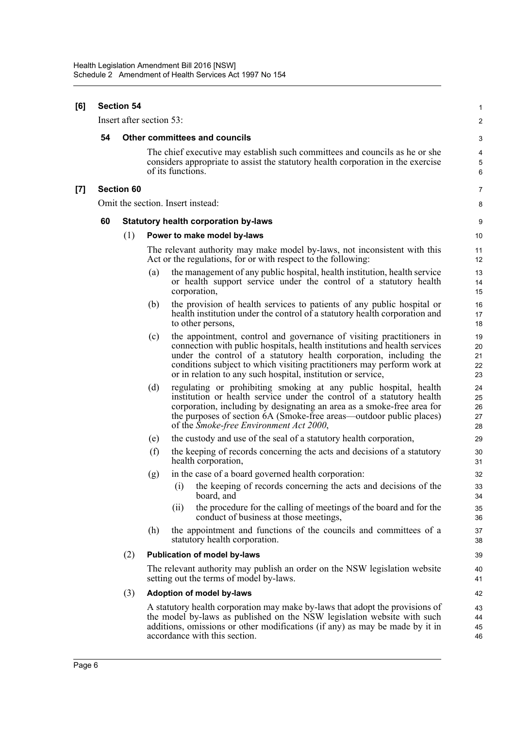**[6] Section 54**

Insert after section 53:

**54 Other committees and councils**

The chief executive may establish such committees and councils as he or she considers appropriate to assist the statutory health corporation in the exercise of its functions.

**[7] Section 60**

Omit the section. Insert instead:

**60 Statutory health corporation by-laws**

(1) **Power to make model by-laws**

The relevant authority may make model by-laws, not inconsistent with this Act or the regulations, for or with respect to the following:

(a) the management of any public hospital, health institution, health service or health support service under the control of a statutory health corporation,

(b) the provision of health services to patients of any public hospital or health institution under the control of a statutory health corporation and to other persons,

(c) the appointment, control and governance of visiting practitioners in connection with public hospitals, health institutions and health services under the control of a statutory health corporation, including the conditions subject to which visiting practitioners may perform work at or in relation to any such hospital, institution or service,

(d) regulating or prohibiting smoking at any public hospital, health institution or health service under the control of a statutory health corporation, including by designating an area as a smoke-free area for the purposes of section 6A (Smoke-free areas—outdoor public places) of the *Smoke-free Environment Act 2000*,

(e) the custody and use of the seal of a statutory health corporation,

(f) the keeping of records concerning the acts and decisions of a statutory health corporation,

(g) in the case of a board governed health corporation:

(i) the keeping of records concerning the acts and decisions of the board, and

(ii) the procedure for the calling of meetings of the board and for the conduct of business at those meetings,

(h) the appointment and functions of the councils and committees of a statutory health corporation.

(2) **Publication of model by-laws**

The relevant authority may publish an order on the NSW legislation website setting out the terms of model by-laws.

(3) **Adoption of model by-laws**

A statutory health corporation may make by-laws that adopt the provisions of the model by-laws as published on the NSW legislation website with such additions, omissions or other modifications (if any) as may be made by it in accordance with this section.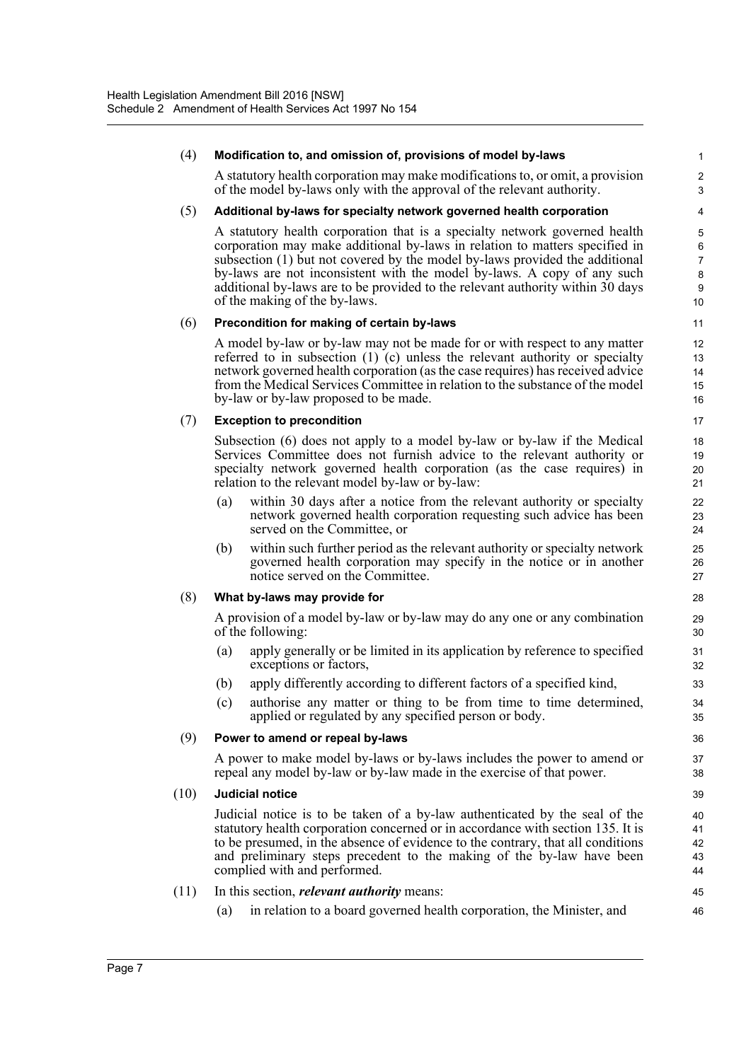(4) **Modification to, and omission of, provisions of model by-laws**

A statutory health corporation may make modifications to, or omit, a provision of the model by-laws only with the approval of the relevant authority.

(5) **Additional by-laws for specialty network governed health corporation**

A statutory health corporation that is a specialty network governed health corporation may make additional by-laws in relation to matters specified in subsection (1) but not covered by the model by-laws provided the additional by-laws are not inconsistent with the model by-laws. A copy of any such additional by-laws are to be provided to the relevant authority within 30 days of the making of the by-laws.

(6) **Precondition for making of certain by-laws**

A model by-law or by-law may not be made for or with respect to any matter referred to in subsection (1) (c) unless the relevant authority or specialty network governed health corporation (as the case requires) has received advice from the Medical Services Committee in relation to the substance of the model by-law or by-law proposed to be made.

(7) **Exception to precondition**

Subsection (6) does not apply to a model by-law or by-law if the Medical Services Committee does not furnish advice to the relevant authority or specialty network governed health corporation (as the case requires) in relation to the relevant model by-law or by-law:

(a) within 30 days after a notice from the relevant authority or specialty network governed health corporation requesting such advice has been served on the Committee, or

(b) within such further period as the relevant authority or specialty network governed health corporation may specify in the notice or in another notice served on the Committee.

(8) **What by-laws may provide for**

A provision of a model by-law or by-law may do any one or any combination of the following:

(a) apply generally or be limited in its application by reference to specified exceptions or factors,

(b) apply differently according to different factors of a specified kind,

(c) authorise any matter or thing to be from time to time determined, applied or regulated by any specified person or body.

(9) **Power to amend or repeal by-laws**

A power to make model by-laws or by-laws includes the power to amend or repeal any model by-law or by-law made in the exercise of that power.

(10) **Judicial notice**

Judicial notice is to be taken of a by-law authenticated by the seal of the statutory health corporation concerned or in accordance with section 135. It is to be presumed, in the absence of evidence to the contrary, that all conditions and preliminary steps precedent to the making of the by-law have been complied with and performed.

(11) In this section, ***relevant authority*** means:

(a) in relation to a board governed health corporation, the Minister, and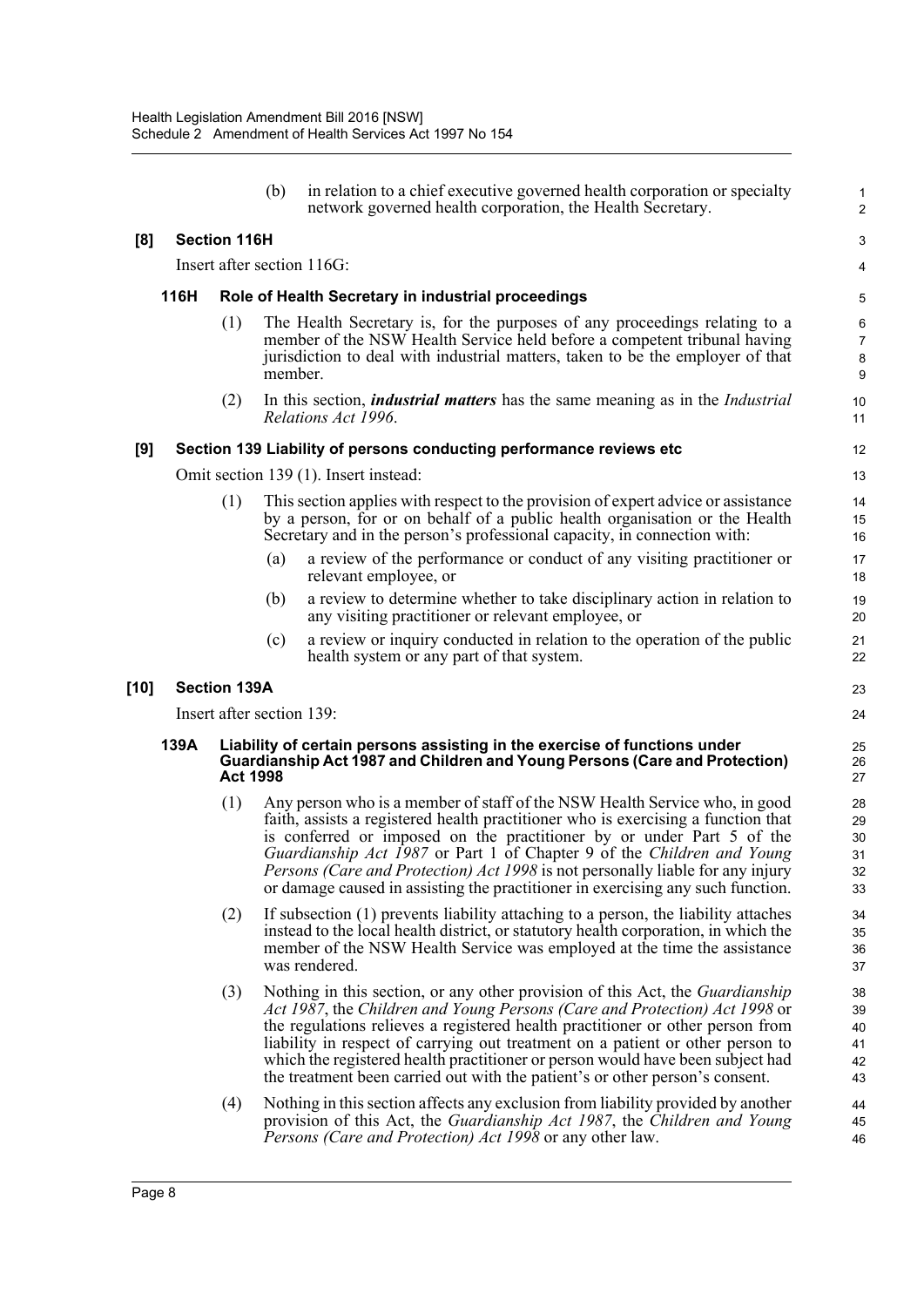(b) in relation to a chief executive governed health corporation or specialty network governed health corporation, the Health Secretary.

**[8] Section 116H**

Insert after section 116G:

**116H Role of Health Secretary in industrial proceedings**

(1) The Health Secretary is, for the purposes of any proceedings relating to a member of the NSW Health Service held before a competent tribunal having jurisdiction to deal with industrial matters, taken to be the employer of that member.

(2) In this section, ***industrial matters*** has the same meaning as in the *Industrial Relations Act 1996*.

**[9] Section 139 Liability of persons conducting performance reviews etc**

Omit section 139 (1). Insert instead:

(1) This section applies with respect to the provision of expert advice or assistance by a person, for or on behalf of a public health organisation or the Health Secretary and in the person's professional capacity, in connection with:

(a) a review of the performance or conduct of any visiting practitioner or relevant employee, or

(b) a review to determine whether to take disciplinary action in relation to any visiting practitioner or relevant employee, or

(c) a review or inquiry conducted in relation to the operation of the public health system or any part of that system.

**[10] Section 139A**

Insert after section 139:

**139A Liability of certain persons assisting in the exercise of functions under Guardianship Act 1987 and Children and Young Persons (Care and Protection) Act 1998**

(1) Any person who is a member of staff of the NSW Health Service who, in good faith, assists a registered health practitioner who is exercising a function that is conferred or imposed on the practitioner by or under Part 5 of the *Guardianship Act 1987* or Part 1 of Chapter 9 of the *Children and Young Persons (Care and Protection) Act 1998* is not personally liable for any injury or damage caused in assisting the practitioner in exercising any such function.

(2) If subsection (1) prevents liability attaching to a person, the liability attaches instead to the local health district, or statutory health corporation, in which the member of the NSW Health Service was employed at the time the assistance was rendered.

(3) Nothing in this section, or any other provision of this Act, the *Guardianship Act 1987*, the *Children and Young Persons (Care and Protection) Act 1998* or the regulations relieves a registered health practitioner or other person from liability in respect of carrying out treatment on a patient or other person to which the registered health practitioner or person would have been subject had the treatment been carried out with the patient's or other person's consent.

(4) Nothing in this section affects any exclusion from liability provided by another provision of this Act, the *Guardianship Act 1987*, the *Children and Young Persons (Care and Protection) Act 1998* or any other law.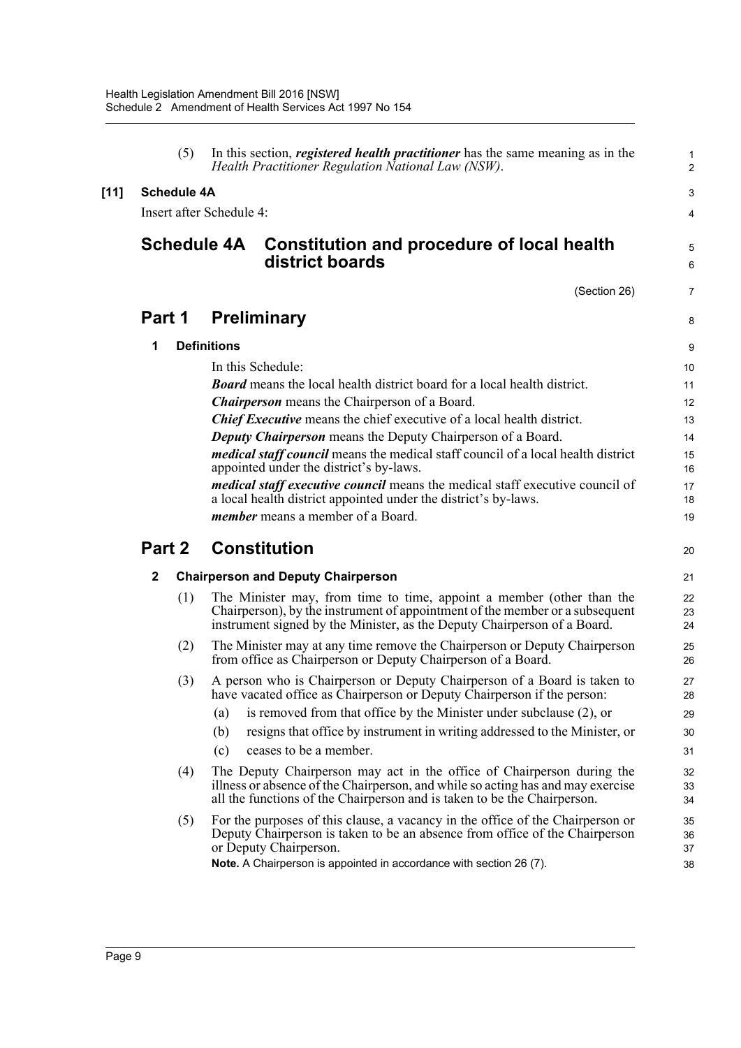(5) In this section, ***registered health practitioner*** has the same meaning as in the *Health Practitioner Regulation National Law (NSW)*.

**[11] Schedule 4A**

Insert after Schedule 4:

## Schedule 4A Constitution and procedure of local health district boards

(Section 26)

## Part 1 Preliminary

### 1 Definitions

In this Schedule:

***Board*** means the local health district board for a local health district.

***Chairperson*** means the Chairperson of a Board.

***Chief Executive*** means the chief executive of a local health district.

***Deputy Chairperson*** means the Deputy Chairperson of a Board.

***medical staff council*** means the medical staff council of a local health district appointed under the district's by-laws.

***medical staff executive council*** means the medical staff executive council of a local health district appointed under the district's by-laws.

***member*** means a member of a Board.

## Part 2 Constitution

### 2 Chairperson and Deputy Chairperson

(1) The Minister may, from time to time, appoint a member (other than the Chairperson), by the instrument of appointment of the member or a subsequent instrument signed by the Minister, as the Deputy Chairperson of a Board.

(2) The Minister may at any time remove the Chairperson or Deputy Chairperson from office as Chairperson or Deputy Chairperson of a Board.

(3) A person who is Chairperson or Deputy Chairperson of a Board is taken to have vacated office as Chairperson or Deputy Chairperson if the person:

- (a) is removed from that office by the Minister under subclause (2), or
- (b) resigns that office by instrument in writing addressed to the Minister, or
- (c) ceases to be a member.

(4) The Deputy Chairperson may act in the office of Chairperson during the illness or absence of the Chairperson, and while so acting has and may exercise all the functions of the Chairperson and is taken to be the Chairperson.

(5) For the purposes of this clause, a vacancy in the office of the Chairperson or Deputy Chairperson is taken to be an absence from office of the Chairperson or Deputy Chairperson.

**Note.** A Chairperson is appointed in accordance with section 26 (7).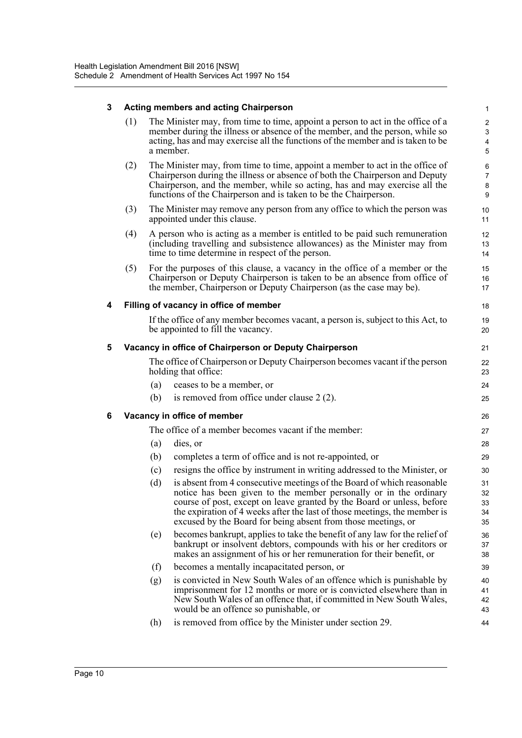### 3 Acting members and acting Chairperson

(1) The Minister may, from time to time, appoint a person to act in the office of a member during the illness or absence of the member, and the person, while so acting, has and may exercise all the functions of the member and is taken to be a member.

(2) The Minister may, from time to time, appoint a member to act in the office of Chairperson during the illness or absence of both the Chairperson and Deputy Chairperson, and the member, while so acting, has and may exercise all the functions of the Chairperson and is taken to be the Chairperson.

(3) The Minister may remove any person from any office to which the person was appointed under this clause.

(4) A person who is acting as a member is entitled to be paid such remuneration (including travelling and subsistence allowances) as the Minister may from time to time determine in respect of the person.

(5) For the purposes of this clause, a vacancy in the office of a member or the Chairperson or Deputy Chairperson is taken to be an absence from office of the member, Chairperson or Deputy Chairperson (as the case may be).

### 4 Filling of vacancy in office of member

If the office of any member becomes vacant, a person is, subject to this Act, to be appointed to fill the vacancy.

### 5 Vacancy in office of Chairperson or Deputy Chairperson

The office of Chairperson or Deputy Chairperson becomes vacant if the person holding that office:

(a) ceases to be a member, or

(b) is removed from office under clause 2 (2).

### 6 Vacancy in office of member

The office of a member becomes vacant if the member:

(a) dies, or

(b) completes a term of office and is not re-appointed, or

(c) resigns the office by instrument in writing addressed to the Minister, or

(d) is absent from 4 consecutive meetings of the Board of which reasonable notice has been given to the member personally or in the ordinary course of post, except on leave granted by the Board or unless, before the expiration of 4 weeks after the last of those meetings, the member is excused by the Board for being absent from those meetings, or

(e) becomes bankrupt, applies to take the benefit of any law for the relief of bankrupt or insolvent debtors, compounds with his or her creditors or makes an assignment of his or her remuneration for their benefit, or

(f) becomes a mentally incapacitated person, or

(g) is convicted in New South Wales of an offence which is punishable by imprisonment for 12 months or more or is convicted elsewhere than in New South Wales of an offence that, if committed in New South Wales, would be an offence so punishable, or

(h) is removed from office by the Minister under section 29.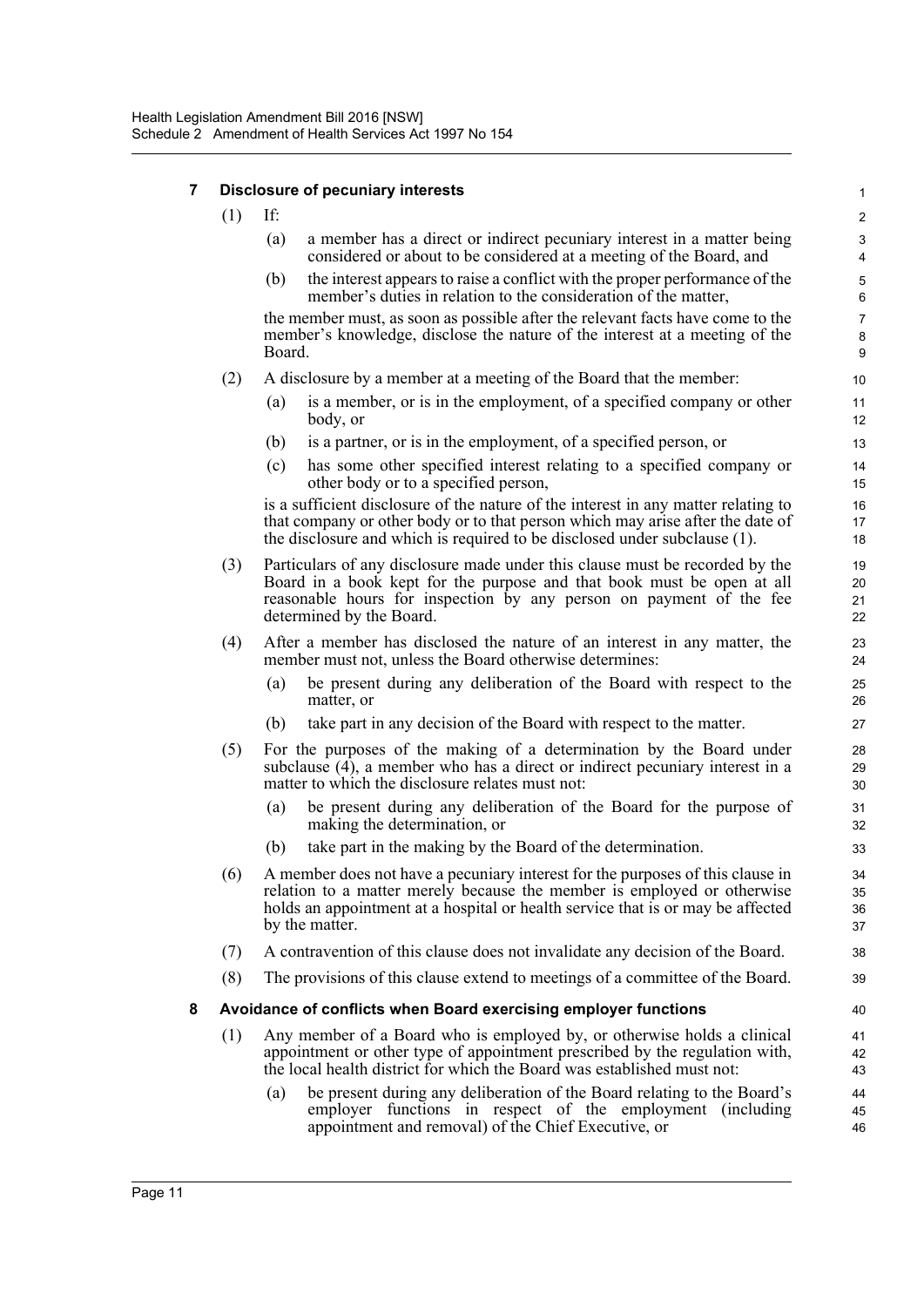### 7 Disclosure of pecuniary interests

(1) If:

(a) a member has a direct or indirect pecuniary interest in a matter being considered or about to be considered at a meeting of the Board, and

(b) the interest appears to raise a conflict with the proper performance of the member's duties in relation to the consideration of the matter,

the member must, as soon as possible after the relevant facts have come to the member's knowledge, disclose the nature of the interest at a meeting of the Board.

(2) A disclosure by a member at a meeting of the Board that the member:

(a) is a member, or is in the employment, of a specified company or other body, or

(b) is a partner, or is in the employment, of a specified person, or

(c) has some other specified interest relating to a specified company or other body or to a specified person,

is a sufficient disclosure of the nature of the interest in any matter relating to that company or other body or to that person which may arise after the date of the disclosure and which is required to be disclosed under subclause (1).

(3) Particulars of any disclosure made under this clause must be recorded by the Board in a book kept for the purpose and that book must be open at all reasonable hours for inspection by any person on payment of the fee determined by the Board.

(4) After a member has disclosed the nature of an interest in any matter, the member must not, unless the Board otherwise determines:

(a) be present during any deliberation of the Board with respect to the matter, or

(b) take part in any decision of the Board with respect to the matter.

(5) For the purposes of the making of a determination by the Board under subclause (4), a member who has a direct or indirect pecuniary interest in a matter to which the disclosure relates must not:

(a) be present during any deliberation of the Board for the purpose of making the determination, or

(b) take part in the making by the Board of the determination.

(6) A member does not have a pecuniary interest for the purposes of this clause in relation to a matter merely because the member is employed or otherwise holds an appointment at a hospital or health service that is or may be affected by the matter.

(7) A contravention of this clause does not invalidate any decision of the Board.

(8) The provisions of this clause extend to meetings of a committee of the Board.

### 8 Avoidance of conflicts when Board exercising employer functions

(1) Any member of a Board who is employed by, or otherwise holds a clinical appointment or other type of appointment prescribed by the regulation with, the local health district for which the Board was established must not:

(a) be present during any deliberation of the Board relating to the Board's employer functions in respect of the employment (including appointment and removal) of the Chief Executive, or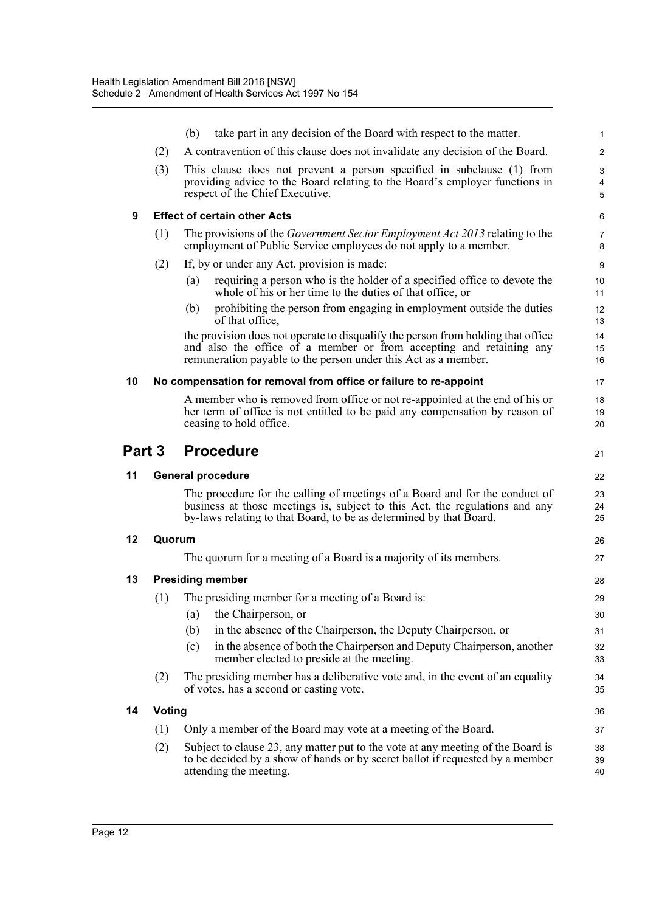(b) take part in any decision of the Board with respect to the matter.

(2) A contravention of this clause does not invalidate any decision of the Board.

(3) This clause does not prevent a person specified in subclause (1) from providing advice to the Board relating to the Board's employer functions in respect of the Chief Executive.

### 9 Effect of certain other Acts

(1) The provisions of the *Government Sector Employment Act 2013* relating to the employment of Public Service employees do not apply to a member.

(2) If, by or under any Act, provision is made:

(a) requiring a person who is the holder of a specified office to devote the whole of his or her time to the duties of that office, or

(b) prohibiting the person from engaging in employment outside the duties of that office,

the provision does not operate to disqualify the person from holding that office and also the office of a member or from accepting and retaining any remuneration payable to the person under this Act as a member.

### 10 No compensation for removal from office or failure to re-appoint

A member who is removed from office or not re-appointed at the end of his or her term of office is not entitled to be paid any compensation by reason of ceasing to hold office.

## Part 3 Procedure

### 11 General procedure

The procedure for the calling of meetings of a Board and for the conduct of business at those meetings is, subject to this Act, the regulations and any by-laws relating to that Board, to be as determined by that Board.

### 12 Quorum

The quorum for a meeting of a Board is a majority of its members.

### 13 Presiding member

(1) The presiding member for a meeting of a Board is:

(a) the Chairperson, or

(b) in the absence of the Chairperson, the Deputy Chairperson, or

(c) in the absence of both the Chairperson and Deputy Chairperson, another member elected to preside at the meeting.

(2) The presiding member has a deliberative vote and, in the event of an equality of votes, has a second or casting vote.

### 14 Voting

(1) Only a member of the Board may vote at a meeting of the Board.

(2) Subject to clause 23, any matter put to the vote at any meeting of the Board is to be decided by a show of hands or by secret ballot if requested by a member attending the meeting.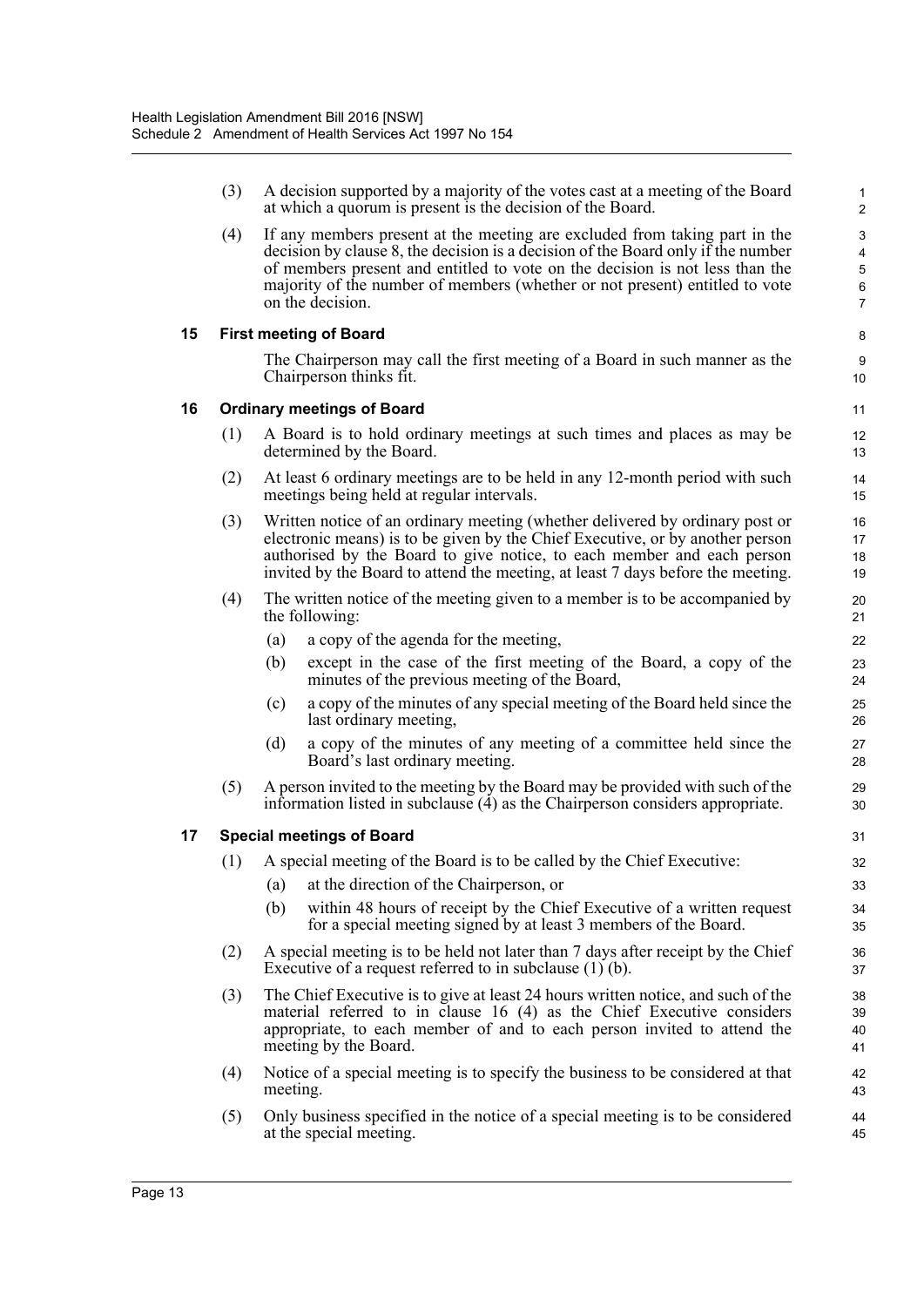(3) A decision supported by a majority of the votes cast at a meeting of the Board at which a quorum is present is the decision of the Board.

(4) If any members present at the meeting are excluded from taking part in the decision by clause 8, the decision is a decision of the Board only if the number of members present and entitled to vote on the decision is not less than the majority of the number of members (whether or not present) entitled to vote on the decision.

**15 First meeting of Board**

The Chairperson may call the first meeting of a Board in such manner as the Chairperson thinks fit.

**16 Ordinary meetings of Board**

(1) A Board is to hold ordinary meetings at such times and places as may be determined by the Board.

(2) At least 6 ordinary meetings are to be held in any 12-month period with such meetings being held at regular intervals.

(3) Written notice of an ordinary meeting (whether delivered by ordinary post or electronic means) is to be given by the Chief Executive, or by another person authorised by the Board to give notice, to each member and each person invited by the Board to attend the meeting, at least 7 days before the meeting.

(4) The written notice of the meeting given to a member is to be accompanied by the following:

- (a) a copy of the agenda for the meeting,
- (b) except in the case of the first meeting of the Board, a copy of the minutes of the previous meeting of the Board,
- (c) a copy of the minutes of any special meeting of the Board held since the last ordinary meeting,
- (d) a copy of the minutes of any meeting of a committee held since the Board's last ordinary meeting.

(5) A person invited to the meeting by the Board may be provided with such of the information listed in subclause (4) as the Chairperson considers appropriate.

**17 Special meetings of Board**

(1) A special meeting of the Board is to be called by the Chief Executive:

- (a) at the direction of the Chairperson, or
- (b) within 48 hours of receipt by the Chief Executive of a written request for a special meeting signed by at least 3 members of the Board.

(2) A special meeting is to be held not later than 7 days after receipt by the Chief Executive of a request referred to in subclause (1) (b).

(3) The Chief Executive is to give at least 24 hours written notice, and such of the material referred to in clause 16 (4) as the Chief Executive considers appropriate, to each member of and to each person invited to attend the meeting by the Board.

(4) Notice of a special meeting is to specify the business to be considered at that meeting.

(5) Only business specified in the notice of a special meeting is to be considered at the special meeting.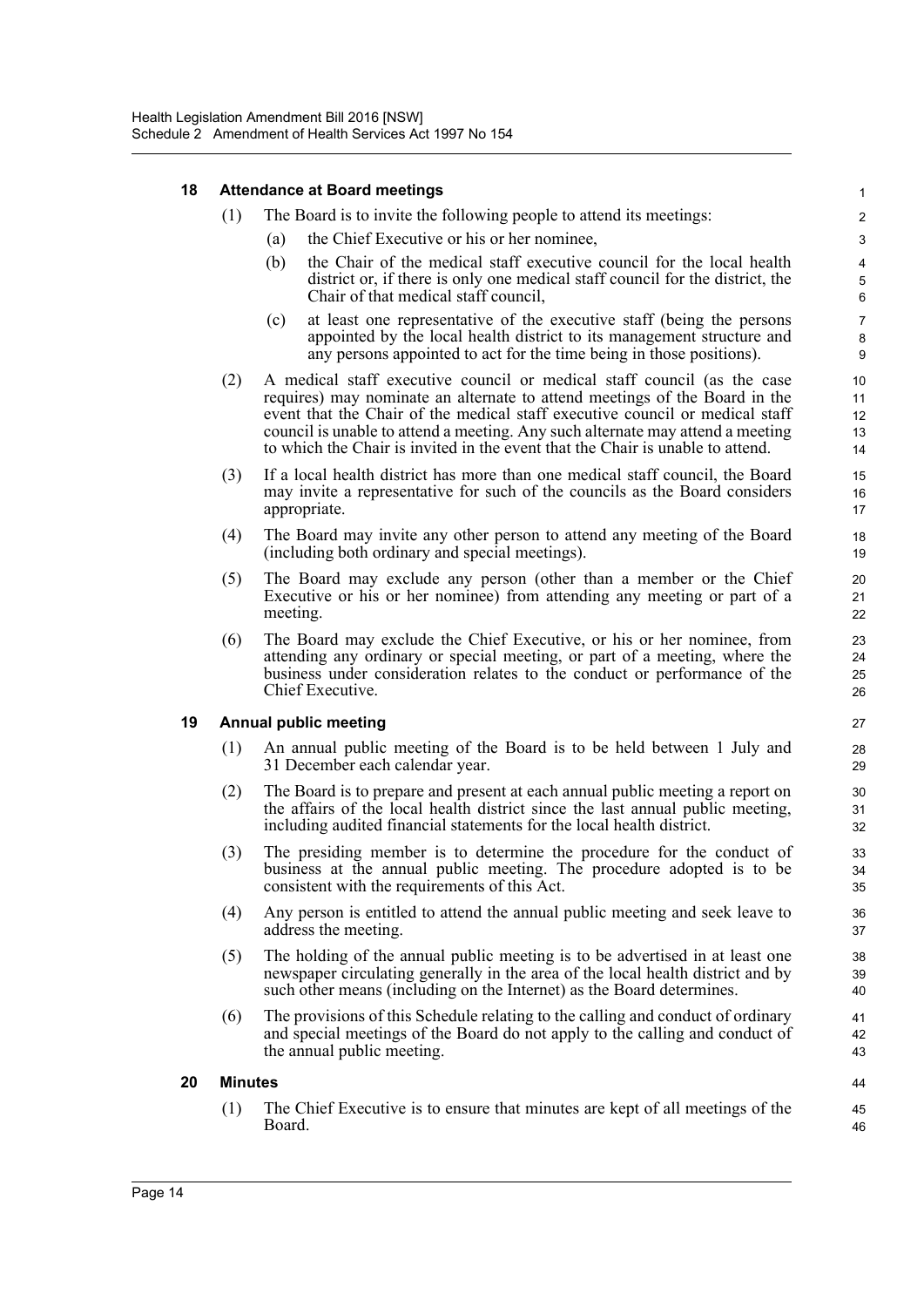### 18 Attendance at Board meetings

(1) The Board is to invite the following people to attend its meetings:

- (a) the Chief Executive or his or her nominee,
- (b) the Chair of the medical staff executive council for the local health district or, if there is only one medical staff council for the district, the Chair of that medical staff council,
- (c) at least one representative of the executive staff (being the persons appointed by the local health district to its management structure and any persons appointed to act for the time being in those positions).

(2) A medical staff executive council or medical staff council (as the case requires) may nominate an alternate to attend meetings of the Board in the event that the Chair of the medical staff executive council or medical staff council is unable to attend a meeting. Any such alternate may attend a meeting to which the Chair is invited in the event that the Chair is unable to attend.

(3) If a local health district has more than one medical staff council, the Board may invite a representative for such of the councils as the Board considers appropriate.

(4) The Board may invite any other person to attend any meeting of the Board (including both ordinary and special meetings).

(5) The Board may exclude any person (other than a member or the Chief Executive or his or her nominee) from attending any meeting or part of a meeting.

(6) The Board may exclude the Chief Executive, or his or her nominee, from attending any ordinary or special meeting, or part of a meeting, where the business under consideration relates to the conduct or performance of the Chief Executive.

### 19 Annual public meeting

(1) An annual public meeting of the Board is to be held between 1 July and 31 December each calendar year.

(2) The Board is to prepare and present at each annual public meeting a report on the affairs of the local health district since the last annual public meeting, including audited financial statements for the local health district.

(3) The presiding member is to determine the procedure for the conduct of business at the annual public meeting. The procedure adopted is to be consistent with the requirements of this Act.

(4) Any person is entitled to attend the annual public meeting and seek leave to address the meeting.

(5) The holding of the annual public meeting is to be advertised in at least one newspaper circulating generally in the area of the local health district and by such other means (including on the Internet) as the Board determines.

(6) The provisions of this Schedule relating to the calling and conduct of ordinary and special meetings of the Board do not apply to the calling and conduct of the annual public meeting.

### 20 Minutes

(1) The Chief Executive is to ensure that minutes are kept of all meetings of the Board.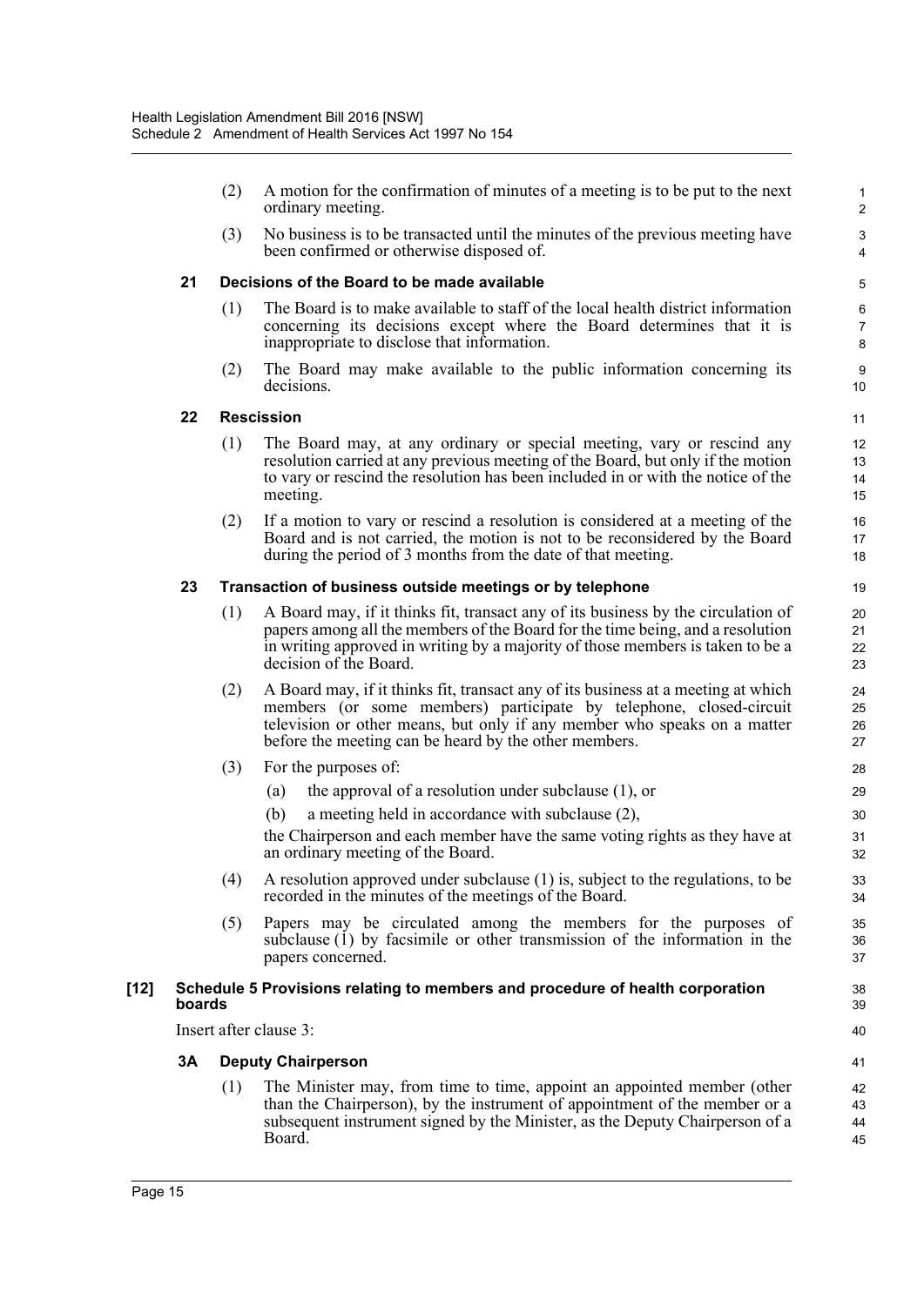(2) A motion for the confirmation of minutes of a meeting is to be put to the next ordinary meeting.

(3) No business is to be transacted until the minutes of the previous meeting have been confirmed or otherwise disposed of.

**21 Decisions of the Board to be made available**

(1) The Board is to make available to staff of the local health district information concerning its decisions except where the Board determines that it is inappropriate to disclose that information.

(2) The Board may make available to the public information concerning its decisions.

**22 Rescission**

(1) The Board may, at any ordinary or special meeting, vary or rescind any resolution carried at any previous meeting of the Board, but only if the motion to vary or rescind the resolution has been included in or with the notice of the meeting.

(2) If a motion to vary or rescind a resolution is considered at a meeting of the Board and is not carried, the motion is not to be reconsidered by the Board during the period of 3 months from the date of that meeting.

**23 Transaction of business outside meetings or by telephone**

(1) A Board may, if it thinks fit, transact any of its business by the circulation of papers among all the members of the Board for the time being, and a resolution in writing approved in writing by a majority of those members is taken to be a decision of the Board.

(2) A Board may, if it thinks fit, transact any of its business at a meeting at which members (or some members) participate by telephone, closed-circuit television or other means, but only if any member who speaks on a matter before the meeting can be heard by the other members.

(3) For the purposes of:

(a) the approval of a resolution under subclause (1), or

(b) a meeting held in accordance with subclause (2),

the Chairperson and each member have the same voting rights as they have at an ordinary meeting of the Board.

(4) A resolution approved under subclause (1) is, subject to the regulations, to be recorded in the minutes of the meetings of the Board.

(5) Papers may be circulated among the members for the purposes of subclause (1) by facsimile or other transmission of the information in the papers concerned.

**[12] Schedule 5 Provisions relating to members and procedure of health corporation boards**

Insert after clause 3:

**3A Deputy Chairperson**

(1) The Minister may, from time to time, appoint an appointed member (other than the Chairperson), by the instrument of appointment of the member or a subsequent instrument signed by the Minister, as the Deputy Chairperson of a Board.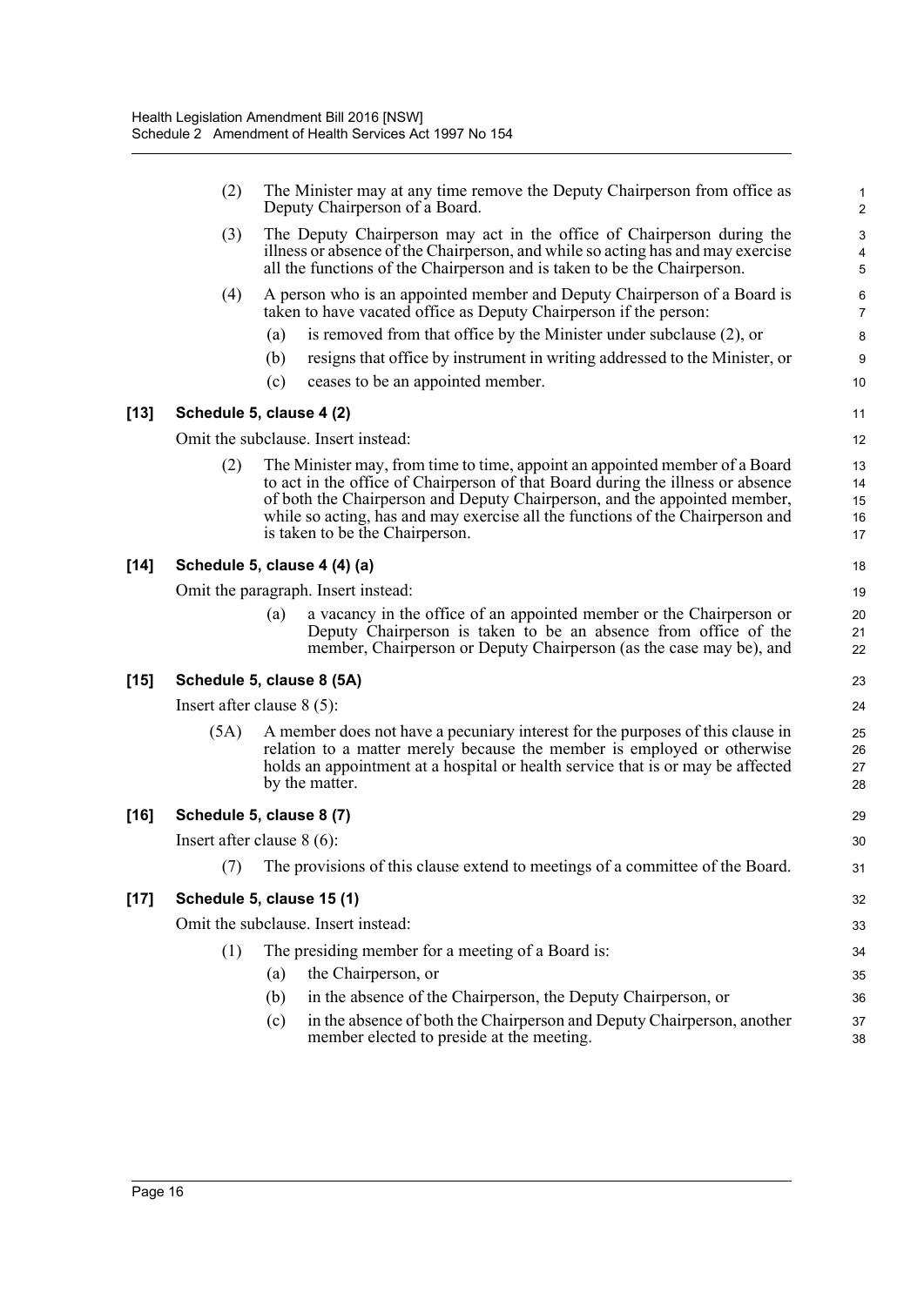(2) The Minister may at any time remove the Deputy Chairperson from office as Deputy Chairperson of a Board.

(3) The Deputy Chairperson may act in the office of Chairperson during the illness or absence of the Chairperson, and while so acting has and may exercise all the functions of the Chairperson and is taken to be the Chairperson.

(4) A person who is an appointed member and Deputy Chairperson of a Board is taken to have vacated office as Deputy Chairperson if the person:

(a) is removed from that office by the Minister under subclause (2), or

(b) resigns that office by instrument in writing addressed to the Minister, or

(c) ceases to be an appointed member.

**[13] Schedule 5, clause 4 (2)**

Omit the subclause. Insert instead:

(2) The Minister may, from time to time, appoint an appointed member of a Board to act in the office of Chairperson of that Board during the illness or absence of both the Chairperson and Deputy Chairperson, and the appointed member, while so acting, has and may exercise all the functions of the Chairperson and is taken to be the Chairperson.

**[14] Schedule 5, clause 4 (4) (a)**

Omit the paragraph. Insert instead:

(a) a vacancy in the office of an appointed member or the Chairperson or Deputy Chairperson is taken to be an absence from office of the member, Chairperson or Deputy Chairperson (as the case may be), and

**[15] Schedule 5, clause 8 (5A)**

Insert after clause 8 (5):

(5A) A member does not have a pecuniary interest for the purposes of this clause in relation to a matter merely because the member is employed or otherwise holds an appointment at a hospital or health service that is or may be affected by the matter.

**[16] Schedule 5, clause 8 (7)**

Insert after clause 8 (6):

(7) The provisions of this clause extend to meetings of a committee of the Board.

**[17] Schedule 5, clause 15 (1)**

Omit the subclause. Insert instead:

(1) The presiding member for a meeting of a Board is:

(a) the Chairperson, or

(b) in the absence of the Chairperson, the Deputy Chairperson, or

(c) in the absence of both the Chairperson and Deputy Chairperson, another member elected to preside at the meeting.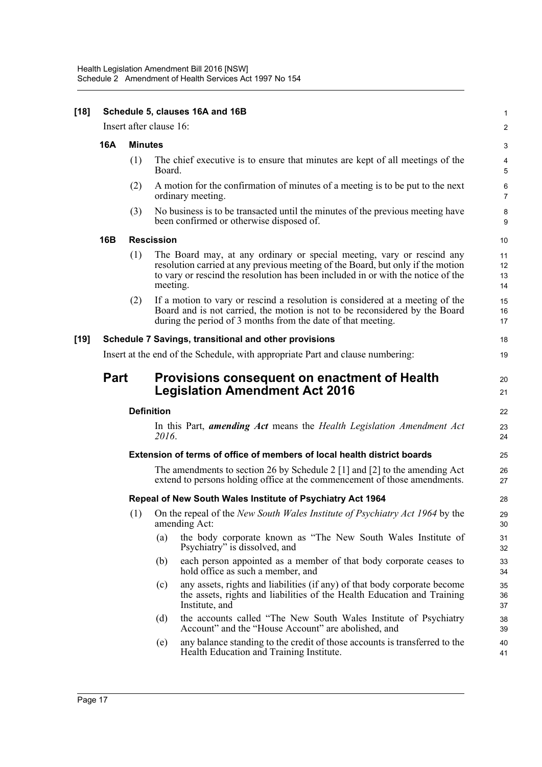**[18] Schedule 5, clauses 16A and 16B**

Insert after clause 16:

**16A Minutes**

(1) The chief executive is to ensure that minutes are kept of all meetings of the Board.

(2) A motion for the confirmation of minutes of a meeting is to be put to the next ordinary meeting.

(3) No business is to be transacted until the minutes of the previous meeting have been confirmed or otherwise disposed of.

**16B Rescission**

(1) The Board may, at any ordinary or special meeting, vary or rescind any resolution carried at any previous meeting of the Board, but only if the motion to vary or rescind the resolution has been included in or with the notice of the meeting.

(2) If a motion to vary or rescind a resolution is considered at a meeting of the Board and is not carried, the motion is not to be reconsidered by the Board during the period of 3 months from the date of that meeting.

**[19] Schedule 7 Savings, transitional and other provisions**

Insert at the end of the Schedule, with appropriate Part and clause numbering:

## Part Provisions consequent on enactment of Health Legislation Amendment Act 2016

**Definition**

In this Part, ***amending Act*** means the *Health Legislation Amendment Act 2016*.

**Extension of terms of office of members of local health district boards**

The amendments to section 26 by Schedule 2 [1] and [2] to the amending Act extend to persons holding office at the commencement of those amendments.

**Repeal of New South Wales Institute of Psychiatry Act 1964**

(1) On the repeal of the *New South Wales Institute of Psychiatry Act 1964* by the amending Act:

(a) the body corporate known as "The New South Wales Institute of Psychiatry" is dissolved, and

(b) each person appointed as a member of that body corporate ceases to hold office as such a member, and

(c) any assets, rights and liabilities (if any) of that body corporate become the assets, rights and liabilities of the Health Education and Training Institute, and

(d) the accounts called "The New South Wales Institute of Psychiatry Account" and the "House Account" are abolished, and

(e) any balance standing to the credit of those accounts is transferred to the Health Education and Training Institute.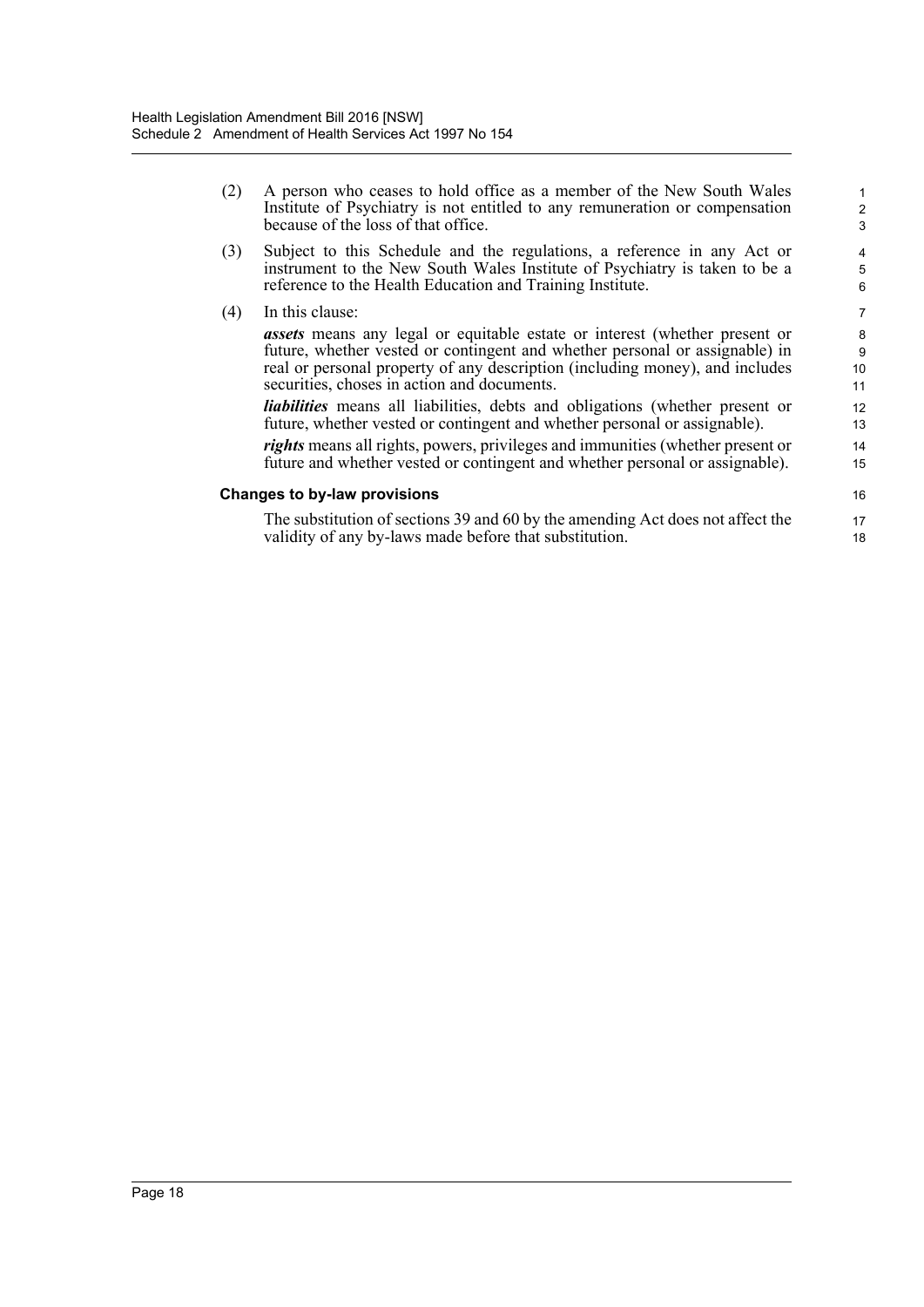(2) A person who ceases to hold office as a member of the New South Wales Institute of Psychiatry is not entitled to any remuneration or compensation because of the loss of that office.

(3) Subject to this Schedule and the regulations, a reference in any Act or instrument to the New South Wales Institute of Psychiatry is taken to be a reference to the Health Education and Training Institute.

(4) In this clause:

***assets*** means any legal or equitable estate or interest (whether present or future, whether vested or contingent and whether personal or assignable) in real or personal property of any description (including money), and includes securities, choses in action and documents.

***liabilities*** means all liabilities, debts and obligations (whether present or future, whether vested or contingent and whether personal or assignable).

***rights*** means all rights, powers, privileges and immunities (whether present or future and whether vested or contingent and whether personal or assignable).

**Changes to by-law provisions**

The substitution of sections 39 and 60 by the amending Act does not affect the validity of any by-laws made before that substitution.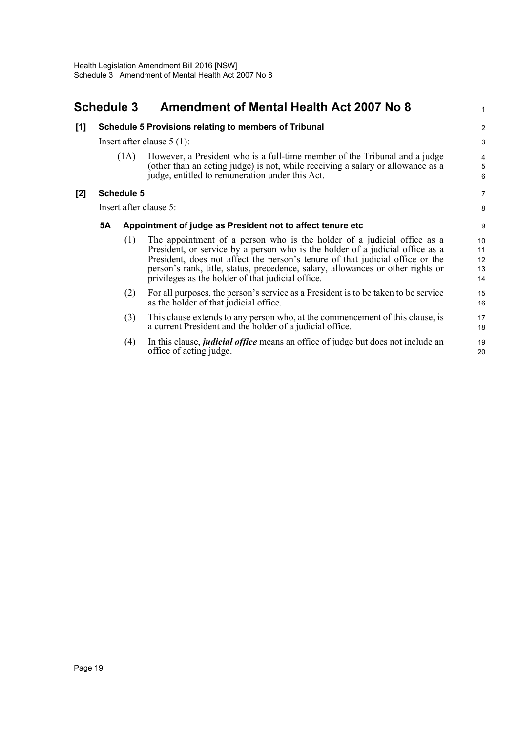# Schedule 3 Amendment of Mental Health Act 2007 No 8

**[1] Schedule 5 Provisions relating to members of Tribunal**

Insert after clause 5 (1):

(1A) However, a President who is a full-time member of the Tribunal and a judge (other than an acting judge) is not, while receiving a salary or allowance as a judge, entitled to remuneration under this Act.

**[2] Schedule 5**

Insert after clause 5:

**5A Appointment of judge as President not to affect tenure etc**

(1) The appointment of a person who is the holder of a judicial office as a President, or service by a person who is the holder of a judicial office as a President, does not affect the person's tenure of that judicial office or the person's rank, title, status, precedence, salary, allowances or other rights or privileges as the holder of that judicial office.

(2) For all purposes, the person's service as a President is to be taken to be service as the holder of that judicial office.

(3) This clause extends to any person who, at the commencement of this clause, is a current President and the holder of a judicial office.

(4) In this clause, ***judicial office*** means an office of judge but does not include an office of acting judge.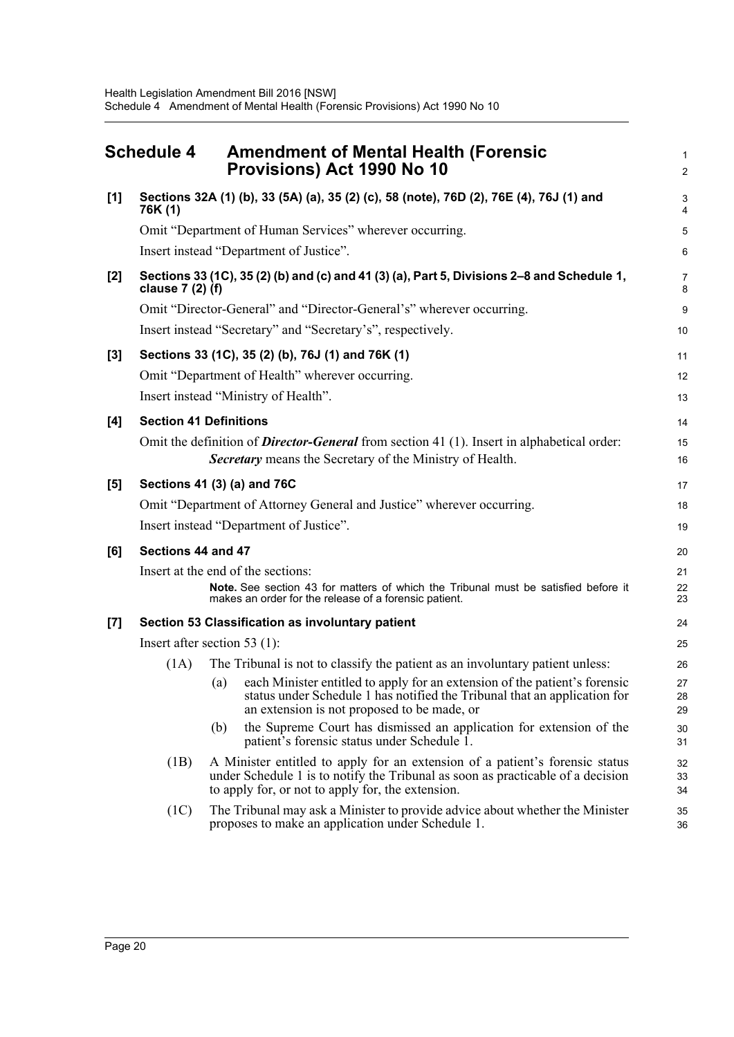# Schedule 4 Amendment of Mental Health (Forensic Provisions) Act 1990 No 10

**[1] Sections 32A (1) (b), 33 (5A) (a), 35 (2) (c), 58 (note), 76D (2), 76E (4), 76J (1) and 76K (1)**

Omit "Department of Human Services" wherever occurring.

Insert instead "Department of Justice".

**[2] Sections 33 (1C), 35 (2) (b) and (c) and 41 (3) (a), Part 5, Divisions 2–8 and Schedule 1, clause 7 (2) (f)**

Omit "Director-General" and "Director-General's" wherever occurring.

Insert instead "Secretary" and "Secretary's", respectively.

**[3] Sections 33 (1C), 35 (2) (b), 76J (1) and 76K (1)**

Omit "Department of Health" wherever occurring.

Insert instead "Ministry of Health".

**[4] Section 41 Definitions**

Omit the definition of ***Director-General*** from section 41 (1). Insert in alphabetical order:

> ***Secretary*** means the Secretary of the Ministry of Health.

**[5] Sections 41 (3) (a) and 76C**

Omit "Department of Attorney General and Justice" wherever occurring.

Insert instead "Department of Justice".

**[6] Sections 44 and 47**

Insert at the end of the sections:

> **Note.** See section 43 for matters of which the Tribunal must be satisfied before it makes an order for the release of a forensic patient.

**[7] Section 53 Classification as involuntary patient**

Insert after section 53 (1):

(1A) The Tribunal is not to classify the patient as an involuntary patient unless:

- (a) each Minister entitled to apply for an extension of the patient's forensic status under Schedule 1 has notified the Tribunal that an application for an extension is not proposed to be made, or
- (b) the Supreme Court has dismissed an application for extension of the patient's forensic status under Schedule 1.

(1B) A Minister entitled to apply for an extension of a patient's forensic status under Schedule 1 is to notify the Tribunal as soon as practicable of a decision to apply for, or not to apply for, the extension.

(1C) The Tribunal may ask a Minister to provide advice about whether the Minister proposes to make an application under Schedule 1.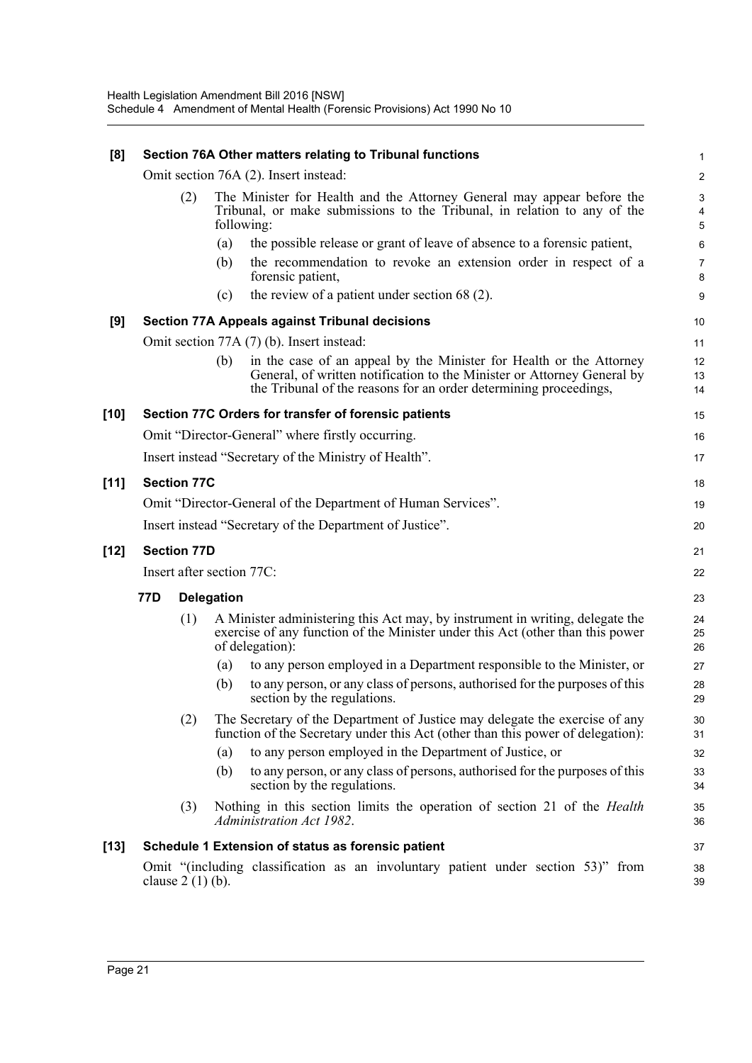**[8] Section 76A Other matters relating to Tribunal functions**

Omit section 76A (2). Insert instead:

(2) The Minister for Health and the Attorney General may appear before the Tribunal, or make submissions to the Tribunal, in relation to any of the following:

(a) the possible release or grant of leave of absence to a forensic patient,

(b) the recommendation to revoke an extension order in respect of a forensic patient,

(c) the review of a patient under section 68 (2).

**[9] Section 77A Appeals against Tribunal decisions**

Omit section 77A (7) (b). Insert instead:

(b) in the case of an appeal by the Minister for Health or the Attorney General, of written notification to the Minister or Attorney General by the Tribunal of the reasons for an order determining proceedings,

**[10] Section 77C Orders for transfer of forensic patients**

Omit "Director-General" where firstly occurring.

Insert instead "Secretary of the Ministry of Health".

**[11] Section 77C**

Omit "Director-General of the Department of Human Services".

Insert instead "Secretary of the Department of Justice".

**[12] Section 77D**

Insert after section 77C:

**77D Delegation**

(1) A Minister administering this Act may, by instrument in writing, delegate the exercise of any function of the Minister under this Act (other than this power of delegation):

(a) to any person employed in a Department responsible to the Minister, or

(b) to any person, or any class of persons, authorised for the purposes of this section by the regulations.

(2) The Secretary of the Department of Justice may delegate the exercise of any function of the Secretary under this Act (other than this power of delegation):

(a) to any person employed in the Department of Justice, or

(b) to any person, or any class of persons, authorised for the purposes of this section by the regulations.

(3) Nothing in this section limits the operation of section 21 of the *Health Administration Act 1982*.

**[13] Schedule 1 Extension of status as forensic patient**

Omit "(including classification as an involuntary patient under section 53)" from clause 2 (1) (b).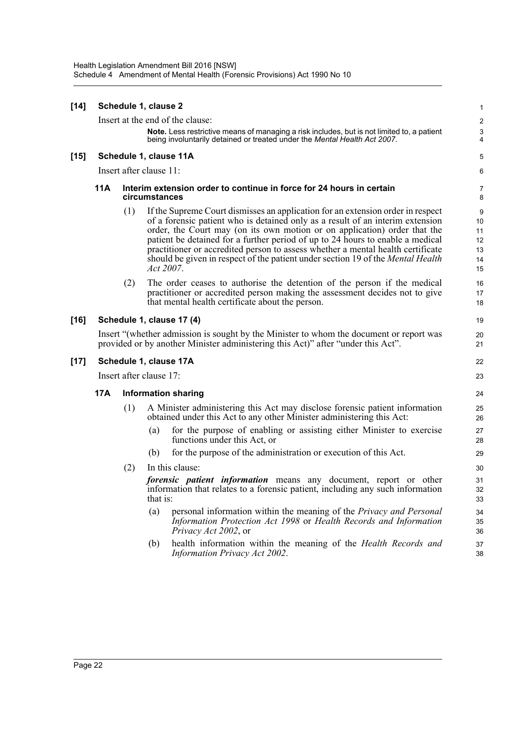**[14] Schedule 1, clause 2**

Insert at the end of the clause:

> **Note.** Less restrictive means of managing a risk includes, but is not limited to, a patient being involuntarily detained or treated under the *Mental Health Act 2007*.

**[15] Schedule 1, clause 11A**

Insert after clause 11:

**11A Interim extension order to continue in force for 24 hours in certain circumstances**

(1) If the Supreme Court dismisses an application for an extension order in respect of a forensic patient who is detained only as a result of an interim extension order, the Court may (on its own motion or on application) order that the patient be detained for a further period of up to 24 hours to enable a medical practitioner or accredited person to assess whether a mental health certificate should be given in respect of the patient under section 19 of the *Mental Health Act 2007*.

(2) The order ceases to authorise the detention of the person if the medical practitioner or accredited person making the assessment decides not to give that mental health certificate about the person.

**[16] Schedule 1, clause 17 (4)**

Insert "(whether admission is sought by the Minister to whom the document or report was provided or by another Minister administering this Act)" after "under this Act".

**[17] Schedule 1, clause 17A**

Insert after clause 17:

**17A Information sharing**

(1) A Minister administering this Act may disclose forensic patient information obtained under this Act to any other Minister administering this Act:

(a) for the purpose of enabling or assisting either Minister to exercise functions under this Act, or

(b) for the purpose of the administration or execution of this Act.

(2) In this clause:

***forensic patient information*** means any document, report or other information that relates to a forensic patient, including any such information that is:

(a) personal information within the meaning of the *Privacy and Personal Information Protection Act 1998* or *Health Records and Information Privacy Act 2002*, or

(b) health information within the meaning of the *Health Records and Information Privacy Act 2002*.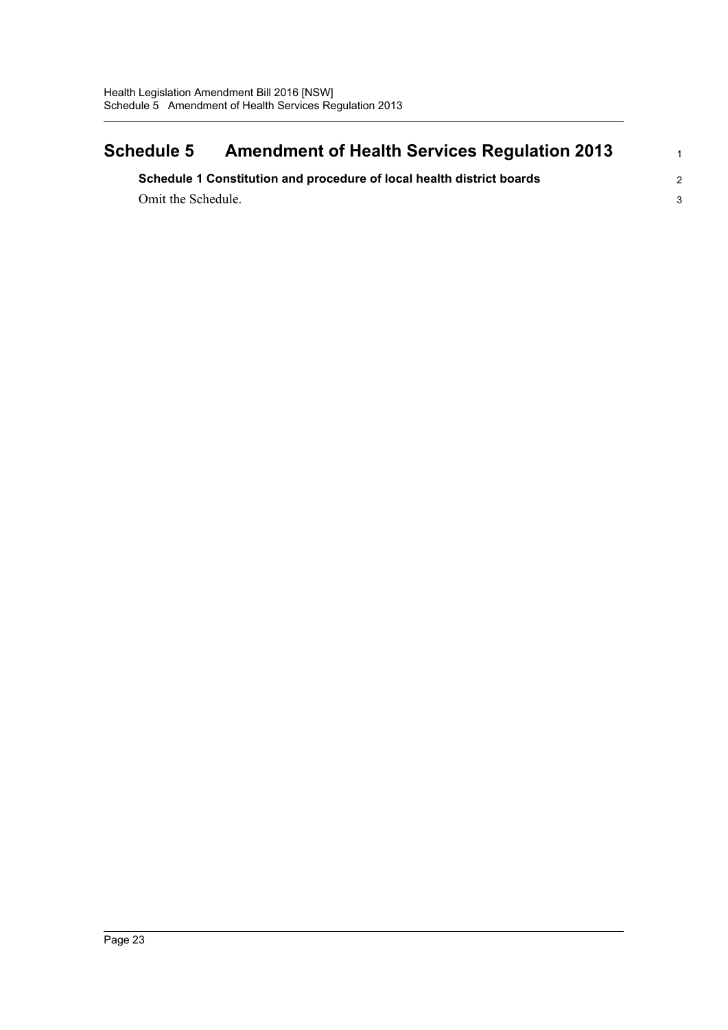# Schedule 5 Amendment of Health Services Regulation 2013

**Schedule 1 Constitution and procedure of local health district boards**

Omit the Schedule.